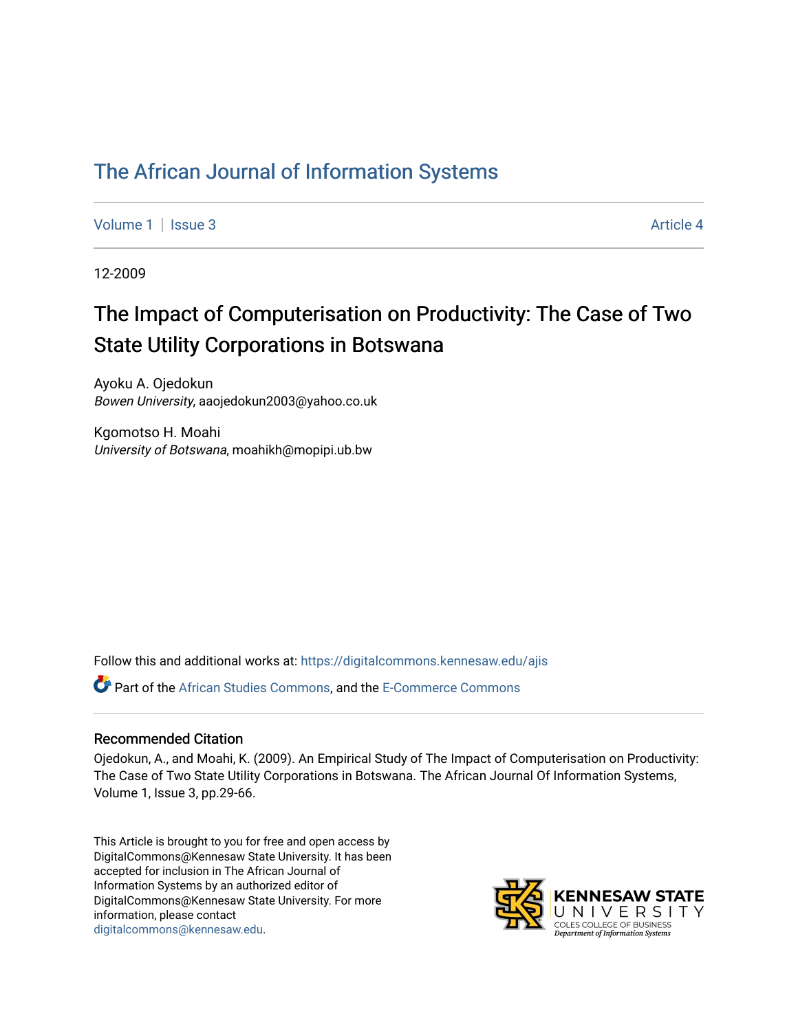# The African Journal of Information Systems

Volume 1 | Issue 3 Article 4

12-2009

## The Impact of Computerisation on Productivity: The Case of Two State Utility Corporations in Botswana

Ayoku A. Ojedokun
*Bowen University*, aaojedokun2003@yahoo.co.uk

Kgomotso H. Moahi
*University of Botswana*, moahikh@mopipi.ub.bw

Follow this and additional works at: https://digitalcommons.kennesaw.edu/ajis

Part of the African Studies Commons, and the E-Commerce Commons

### Recommended Citation

Ojedokun, A., and Moahi, K. (2009). An Empirical Study of The Impact of Computerisation on Productivity: The Case of Two State Utility Corporations in Botswana. The African Journal Of Information Systems, Volume 1, Issue 3, pp.29-66.

This Article is brought to you for free and open access by DigitalCommons@Kennesaw State University. It has been accepted for inclusion in The African Journal of Information Systems by an authorized editor of DigitalCommons@Kennesaw State University. For more information, please contact digitalcommons@kennesaw.edu.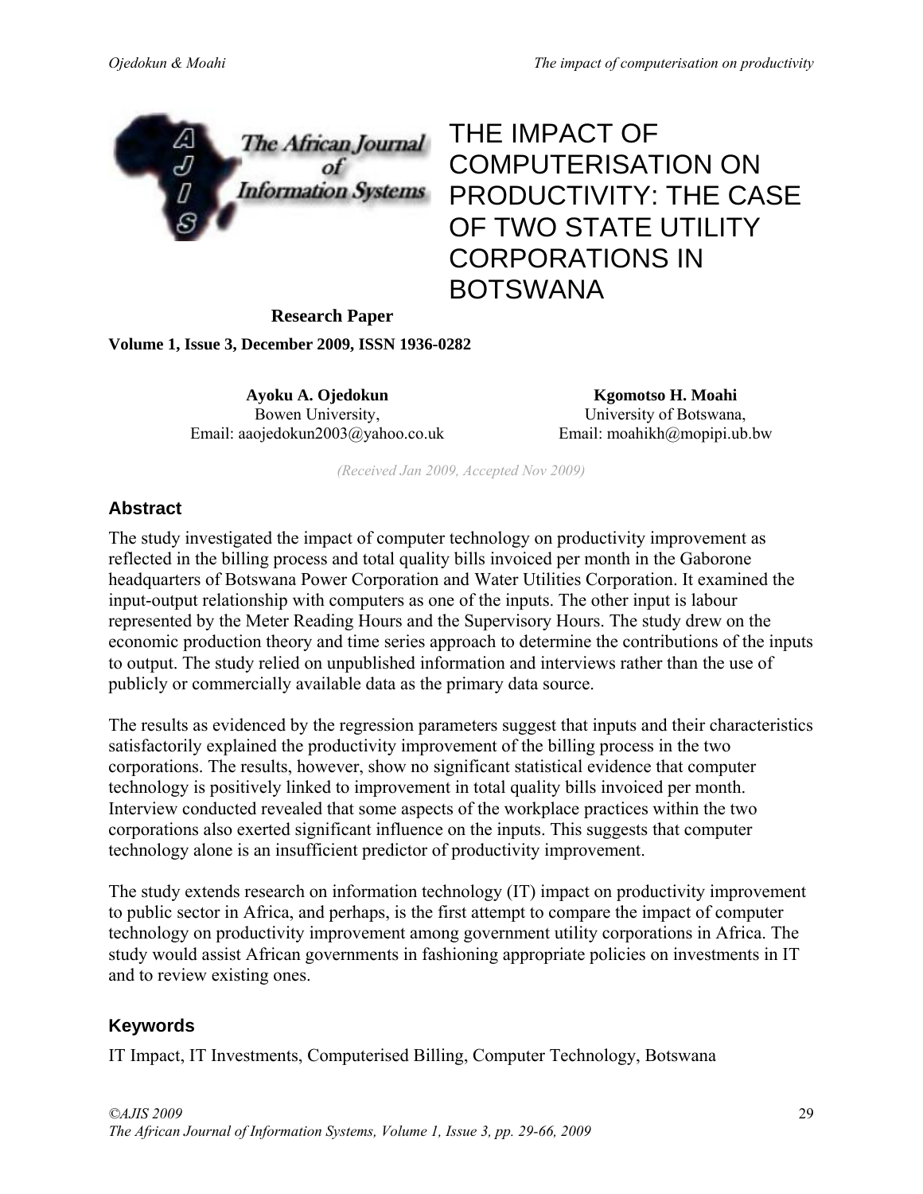# THE IMPACT OF COMPUTERISATION ON PRODUCTIVITY: THE CASE OF TWO STATE UTILITY CORPORATIONS IN BOTSWANA

**Research Paper**

**Volume 1, Issue 3, December 2009, ISSN 1936-0282**

**Ayoku A. Ojedokun**
Bowen University,
Email: aaojedokun2003@yahoo.co.uk

**Kgomotso H. Moahi**
University of Botswana,
Email: moahikh@mopipi.ub.bw

*(Received Jan 2009, Accepted Nov 2009)*

## Abstract

The study investigated the impact of computer technology on productivity improvement as reflected in the billing process and total quality bills invoiced per month in the Gaborone headquarters of Botswana Power Corporation and Water Utilities Corporation. It examined the input-output relationship with computers as one of the inputs. The other input is labour represented by the Meter Reading Hours and the Supervisory Hours. The study drew on the economic production theory and time series approach to determine the contributions of the inputs to output. The study relied on unpublished information and interviews rather than the use of publicly or commercially available data as the primary data source.

The results as evidenced by the regression parameters suggest that inputs and their characteristics satisfactorily explained the productivity improvement of the billing process in the two corporations. The results, however, show no significant statistical evidence that computer technology is positively linked to improvement in total quality bills invoiced per month. Interview conducted revealed that some aspects of the workplace practices within the two corporations also exerted significant influence on the inputs. This suggests that computer technology alone is an insufficient predictor of productivity improvement.

The study extends research on information technology (IT) impact on productivity improvement to public sector in Africa, and perhaps, is the first attempt to compare the impact of computer technology on productivity improvement among government utility corporations in Africa. The study would assist African governments in fashioning appropriate policies on investments in IT and to review existing ones.

## Keywords

IT Impact, IT Investments, Computerised Billing, Computer Technology, Botswana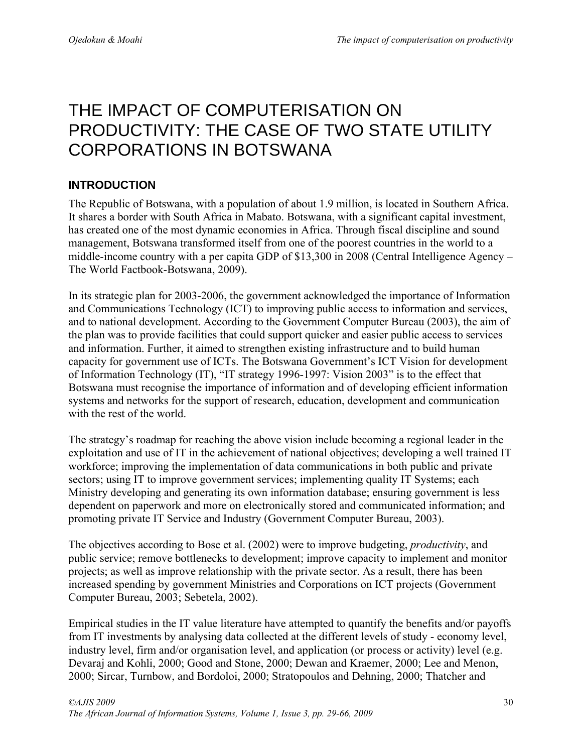# THE IMPACT OF COMPUTERISATION ON PRODUCTIVITY: THE CASE OF TWO STATE UTILITY CORPORATIONS IN BOTSWANA

## INTRODUCTION

The Republic of Botswana, with a population of about 1.9 million, is located in Southern Africa. It shares a border with South Africa in Mabato. Botswana, with a significant capital investment, has created one of the most dynamic economies in Africa. Through fiscal discipline and sound management, Botswana transformed itself from one of the poorest countries in the world to a middle-income country with a per capita GDP of $13,300 in 2008 (Central Intelligence Agency – The World Factbook-Botswana, 2009).

In its strategic plan for 2003-2006, the government acknowledged the importance of Information and Communications Technology (ICT) to improving public access to information and services, and to national development. According to the Government Computer Bureau (2003), the aim of the plan was to provide facilities that could support quicker and easier public access to services and information. Further, it aimed to strengthen existing infrastructure and to build human capacity for government use of ICTs. The Botswana Government's ICT Vision for development of Information Technology (IT), "IT strategy 1996-1997: Vision 2003" is to the effect that Botswana must recognise the importance of information and of developing efficient information systems and networks for the support of research, education, development and communication with the rest of the world.

The strategy's roadmap for reaching the above vision include becoming a regional leader in the exploitation and use of IT in the achievement of national objectives; developing a well trained IT workforce; improving the implementation of data communications in both public and private sectors; using IT to improve government services; implementing quality IT Systems; each Ministry developing and generating its own information database; ensuring government is less dependent on paperwork and more on electronically stored and communicated information; and promoting private IT Service and Industry (Government Computer Bureau, 2003).

The objectives according to Bose et al. (2002) were to improve budgeting, *productivity*, and public service; remove bottlenecks to development; improve capacity to implement and monitor projects; as well as improve relationship with the private sector. As a result, there has been increased spending by government Ministries and Corporations on ICT projects (Government Computer Bureau, 2003; Sebetela, 2002).

Empirical studies in the IT value literature have attempted to quantify the benefits and/or payoffs from IT investments by analysing data collected at the different levels of study - economy level, industry level, firm and/or organisation level, and application (or process or activity) level (e.g. Devaraj and Kohli, 2000; Good and Stone, 2000; Dewan and Kraemer, 2000; Lee and Menon, 2000; Sircar, Turnbow, and Bordoloi, 2000; Stratopoulos and Dehning, 2000; Thatcher and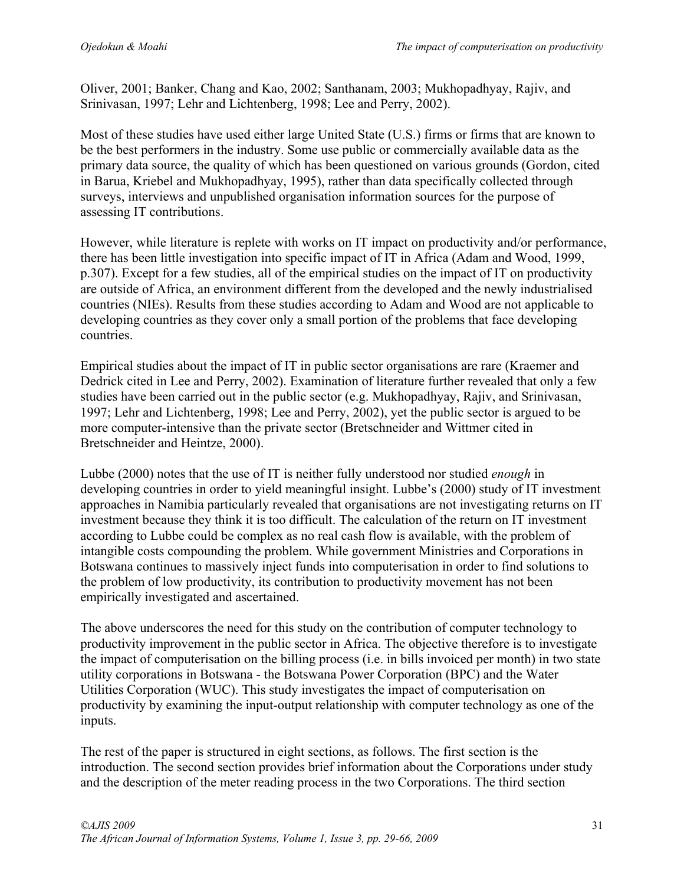Oliver, 2001; Banker, Chang and Kao, 2002; Santhanam, 2003; Mukhopadhyay, Rajiv, and Srinivasan, 1997; Lehr and Lichtenberg, 1998; Lee and Perry, 2002).

Most of these studies have used either large United State (U.S.) firms or firms that are known to be the best performers in the industry. Some use public or commercially available data as the primary data source, the quality of which has been questioned on various grounds (Gordon, cited in Barua, Kriebel and Mukhopadhyay, 1995), rather than data specifically collected through surveys, interviews and unpublished organisation information sources for the purpose of assessing IT contributions.

However, while literature is replete with works on IT impact on productivity and/or performance, there has been little investigation into specific impact of IT in Africa (Adam and Wood, 1999, p.307). Except for a few studies, all of the empirical studies on the impact of IT on productivity are outside of Africa, an environment different from the developed and the newly industrialised countries (NIEs). Results from these studies according to Adam and Wood are not applicable to developing countries as they cover only a small portion of the problems that face developing countries.

Empirical studies about the impact of IT in public sector organisations are rare (Kraemer and Dedrick cited in Lee and Perry, 2002). Examination of literature further revealed that only a few studies have been carried out in the public sector (e.g. Mukhopadhyay, Rajiv, and Srinivasan, 1997; Lehr and Lichtenberg, 1998; Lee and Perry, 2002), yet the public sector is argued to be more computer-intensive than the private sector (Bretschneider and Wittmer cited in Bretschneider and Heintze, 2000).

Lubbe (2000) notes that the use of IT is neither fully understood nor studied *enough* in developing countries in order to yield meaningful insight. Lubbe's (2000) study of IT investment approaches in Namibia particularly revealed that organisations are not investigating returns on IT investment because they think it is too difficult. The calculation of the return on IT investment according to Lubbe could be complex as no real cash flow is available, with the problem of intangible costs compounding the problem. While government Ministries and Corporations in Botswana continues to massively inject funds into computerisation in order to find solutions to the problem of low productivity, its contribution to productivity movement has not been empirically investigated and ascertained.

The above underscores the need for this study on the contribution of computer technology to productivity improvement in the public sector in Africa. The objective therefore is to investigate the impact of computerisation on the billing process (i.e. in bills invoiced per month) in two state utility corporations in Botswana - the Botswana Power Corporation (BPC) and the Water Utilities Corporation (WUC). This study investigates the impact of computerisation on productivity by examining the input-output relationship with computer technology as one of the inputs.

The rest of the paper is structured in eight sections, as follows. The first section is the introduction. The second section provides brief information about the Corporations under study and the description of the meter reading process in the two Corporations. The third section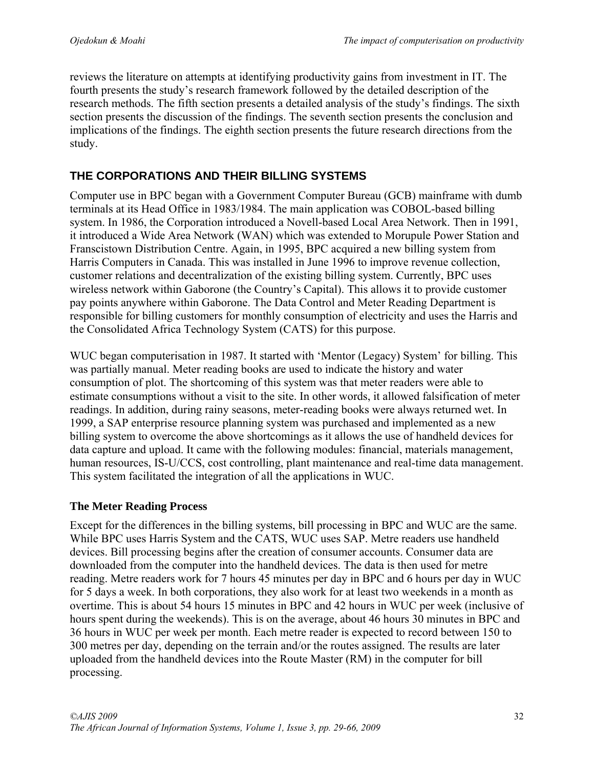reviews the literature on attempts at identifying productivity gains from investment in IT. The fourth presents the study's research framework followed by the detailed description of the research methods. The fifth section presents a detailed analysis of the study's findings. The sixth section presents the discussion of the findings. The seventh section presents the conclusion and implications of the findings. The eighth section presents the future research directions from the study.

## THE CORPORATIONS AND THEIR BILLING SYSTEMS

Computer use in BPC began with a Government Computer Bureau (GCB) mainframe with dumb terminals at its Head Office in 1983/1984. The main application was COBOL-based billing system. In 1986, the Corporation introduced a Novell-based Local Area Network. Then in 1991, it introduced a Wide Area Network (WAN) which was extended to Morupule Power Station and Franscistown Distribution Centre. Again, in 1995, BPC acquired a new billing system from Harris Computers in Canada. This was installed in June 1996 to improve revenue collection, customer relations and decentralization of the existing billing system. Currently, BPC uses wireless network within Gaborone (the Country's Capital). This allows it to provide customer pay points anywhere within Gaborone. The Data Control and Meter Reading Department is responsible for billing customers for monthly consumption of electricity and uses the Harris and the Consolidated Africa Technology System (CATS) for this purpose.

WUC began computerisation in 1987. It started with 'Mentor (Legacy) System' for billing. This was partially manual. Meter reading books are used to indicate the history and water consumption of plot. The shortcoming of this system was that meter readers were able to estimate consumptions without a visit to the site. In other words, it allowed falsification of meter readings. In addition, during rainy seasons, meter-reading books were always returned wet. In 1999, a SAP enterprise resource planning system was purchased and implemented as a new billing system to overcome the above shortcomings as it allows the use of handheld devices for data capture and upload. It came with the following modules: financial, materials management, human resources, IS-U/CCS, cost controlling, plant maintenance and real-time data management. This system facilitated the integration of all the applications in WUC.

### The Meter Reading Process

Except for the differences in the billing systems, bill processing in BPC and WUC are the same. While BPC uses Harris System and the CATS, WUC uses SAP. Metre readers use handheld devices. Bill processing begins after the creation of consumer accounts. Consumer data are downloaded from the computer into the handheld devices. The data is then used for metre reading. Metre readers work for 7 hours 45 minutes per day in BPC and 6 hours per day in WUC for 5 days a week. In both corporations, they also work for at least two weekends in a month as overtime. This is about 54 hours 15 minutes in BPC and 42 hours in WUC per week (inclusive of hours spent during the weekends). This is on the average, about 46 hours 30 minutes in BPC and 36 hours in WUC per week per month. Each metre reader is expected to record between 150 to 300 metres per day, depending on the terrain and/or the routes assigned. The results are later uploaded from the handheld devices into the Route Master (RM) in the computer for bill processing.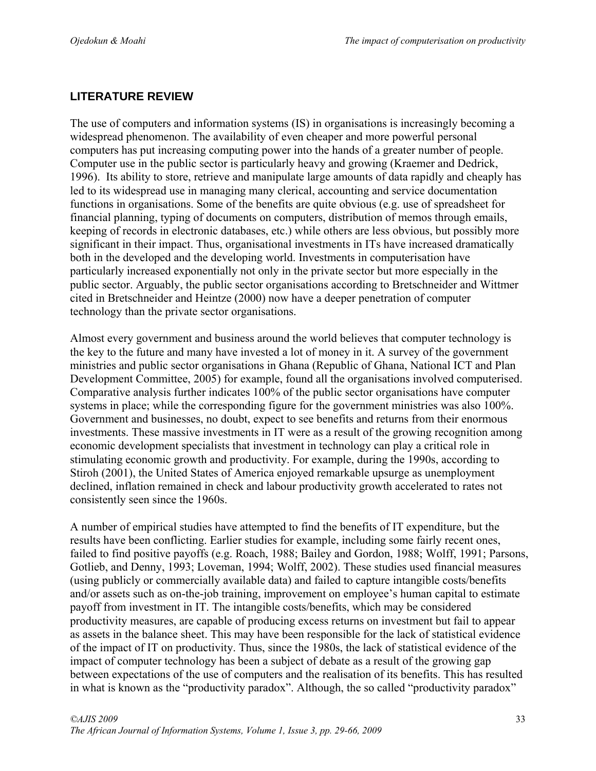## LITERATURE REVIEW

The use of computers and information systems (IS) in organisations is increasingly becoming a widespread phenomenon. The availability of even cheaper and more powerful personal computers has put increasing computing power into the hands of a greater number of people. Computer use in the public sector is particularly heavy and growing (Kraemer and Dedrick, 1996). Its ability to store, retrieve and manipulate large amounts of data rapidly and cheaply has led to its widespread use in managing many clerical, accounting and service documentation functions in organisations. Some of the benefits are quite obvious (e.g. use of spreadsheet for financial planning, typing of documents on computers, distribution of memos through emails, keeping of records in electronic databases, etc.) while others are less obvious, but possibly more significant in their impact. Thus, organisational investments in ITs have increased dramatically both in the developed and the developing world. Investments in computerisation have particularly increased exponentially not only in the private sector but more especially in the public sector. Arguably, the public sector organisations according to Bretschneider and Wittmer cited in Bretschneider and Heintze (2000) now have a deeper penetration of computer technology than the private sector organisations.

Almost every government and business around the world believes that computer technology is the key to the future and many have invested a lot of money in it. A survey of the government ministries and public sector organisations in Ghana (Republic of Ghana, National ICT and Plan Development Committee, 2005) for example, found all the organisations involved computerised. Comparative analysis further indicates 100% of the public sector organisations have computer systems in place; while the corresponding figure for the government ministries was also 100%. Government and businesses, no doubt, expect to see benefits and returns from their enormous investments. These massive investments in IT were as a result of the growing recognition among economic development specialists that investment in technology can play a critical role in stimulating economic growth and productivity. For example, during the 1990s, according to Stiroh (2001), the United States of America enjoyed remarkable upsurge as unemployment declined, inflation remained in check and labour productivity growth accelerated to rates not consistently seen since the 1960s.

A number of empirical studies have attempted to find the benefits of IT expenditure, but the results have been conflicting. Earlier studies for example, including some fairly recent ones, failed to find positive payoffs (e.g. Roach, 1988; Bailey and Gordon, 1988; Wolff, 1991; Parsons, Gotlieb, and Denny, 1993; Loveman, 1994; Wolff, 2002). These studies used financial measures (using publicly or commercially available data) and failed to capture intangible costs/benefits and/or assets such as on-the-job training, improvement on employee's human capital to estimate payoff from investment in IT. The intangible costs/benefits, which may be considered productivity measures, are capable of producing excess returns on investment but fail to appear as assets in the balance sheet. This may have been responsible for the lack of statistical evidence of the impact of IT on productivity. Thus, since the 1980s, the lack of statistical evidence of the impact of computer technology has been a subject of debate as a result of the growing gap between expectations of the use of computers and the realisation of its benefits. This has resulted in what is known as the "productivity paradox". Although, the so called "productivity paradox"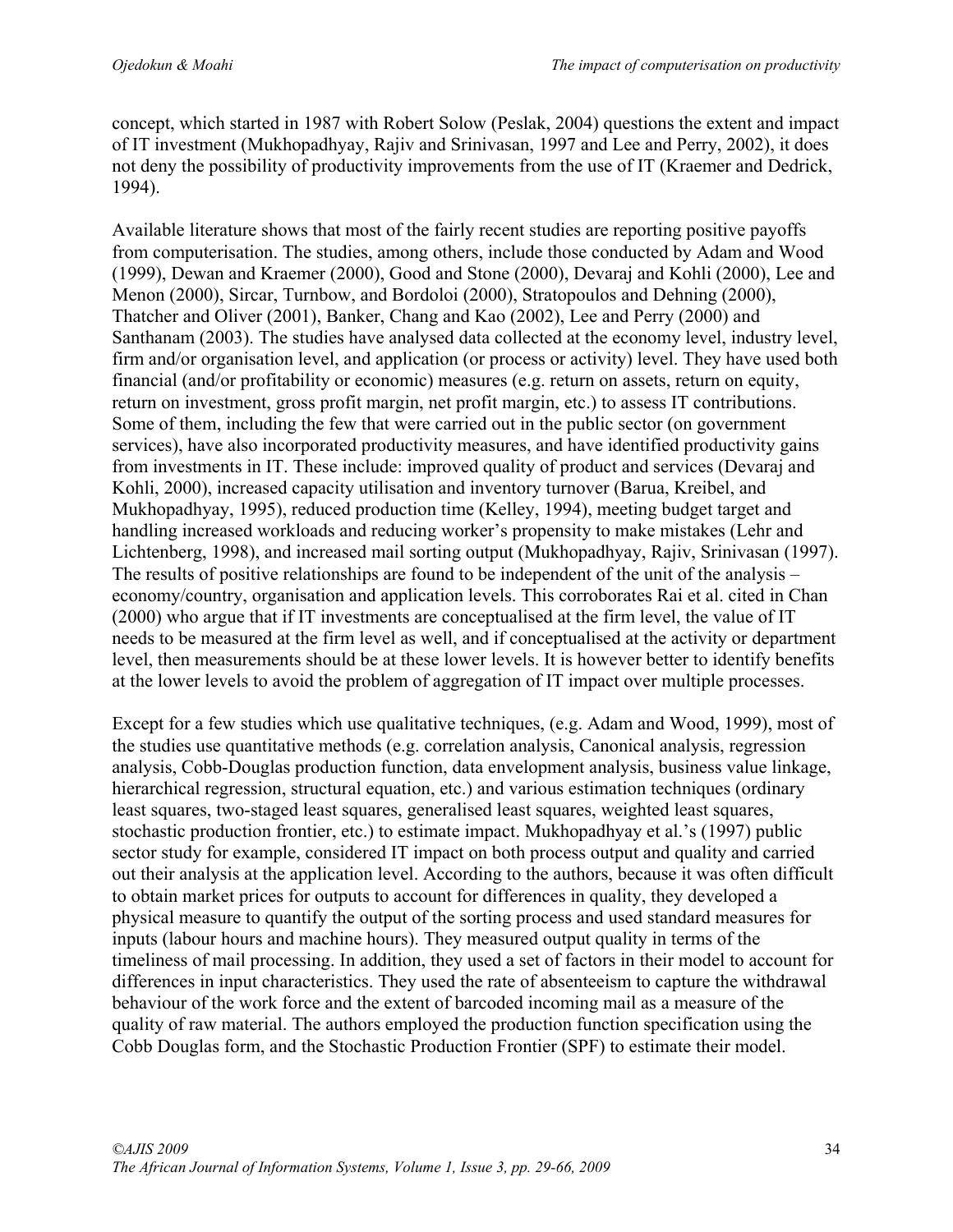concept, which started in 1987 with Robert Solow (Peslak, 2004) questions the extent and impact of IT investment (Mukhopadhyay, Rajiv and Srinivasan, 1997 and Lee and Perry, 2002), it does not deny the possibility of productivity improvements from the use of IT (Kraemer and Dedrick, 1994).

Available literature shows that most of the fairly recent studies are reporting positive payoffs from computerisation. The studies, among others, include those conducted by Adam and Wood (1999), Dewan and Kraemer (2000), Good and Stone (2000), Devaraj and Kohli (2000), Lee and Menon (2000), Sircar, Turnbow, and Bordoloi (2000), Stratopoulos and Dehning (2000), Thatcher and Oliver (2001), Banker, Chang and Kao (2002), Lee and Perry (2000) and Santhanam (2003). The studies have analysed data collected at the economy level, industry level, firm and/or organisation level, and application (or process or activity) level. They have used both financial (and/or profitability or economic) measures (e.g. return on assets, return on equity, return on investment, gross profit margin, net profit margin, etc.) to assess IT contributions. Some of them, including the few that were carried out in the public sector (on government services), have also incorporated productivity measures, and have identified productivity gains from investments in IT. These include: improved quality of product and services (Devaraj and Kohli, 2000), increased capacity utilisation and inventory turnover (Barua, Kreibel, and Mukhopadhyay, 1995), reduced production time (Kelley, 1994), meeting budget target and handling increased workloads and reducing worker's propensity to make mistakes (Lehr and Lichtenberg, 1998), and increased mail sorting output (Mukhopadhyay, Rajiv, Srinivasan (1997). The results of positive relationships are found to be independent of the unit of the analysis – economy/country, organisation and application levels. This corroborates Rai et al. cited in Chan (2000) who argue that if IT investments are conceptualised at the firm level, the value of IT needs to be measured at the firm level as well, and if conceptualised at the activity or department level, then measurements should be at these lower levels. It is however better to identify benefits at the lower levels to avoid the problem of aggregation of IT impact over multiple processes.

Except for a few studies which use qualitative techniques, (e.g. Adam and Wood, 1999), most of the studies use quantitative methods (e.g. correlation analysis, Canonical analysis, regression analysis, Cobb-Douglas production function, data envelopment analysis, business value linkage, hierarchical regression, structural equation, etc.) and various estimation techniques (ordinary least squares, two-staged least squares, generalised least squares, weighted least squares, stochastic production frontier, etc.) to estimate impact. Mukhopadhyay et al.'s (1997) public sector study for example, considered IT impact on both process output and quality and carried out their analysis at the application level. According to the authors, because it was often difficult to obtain market prices for outputs to account for differences in quality, they developed a physical measure to quantify the output of the sorting process and used standard measures for inputs (labour hours and machine hours). They measured output quality in terms of the timeliness of mail processing. In addition, they used a set of factors in their model to account for differences in input characteristics. They used the rate of absenteeism to capture the withdrawal behaviour of the work force and the extent of barcoded incoming mail as a measure of the quality of raw material. The authors employed the production function specification using the Cobb Douglas form, and the Stochastic Production Frontier (SPF) to estimate their model.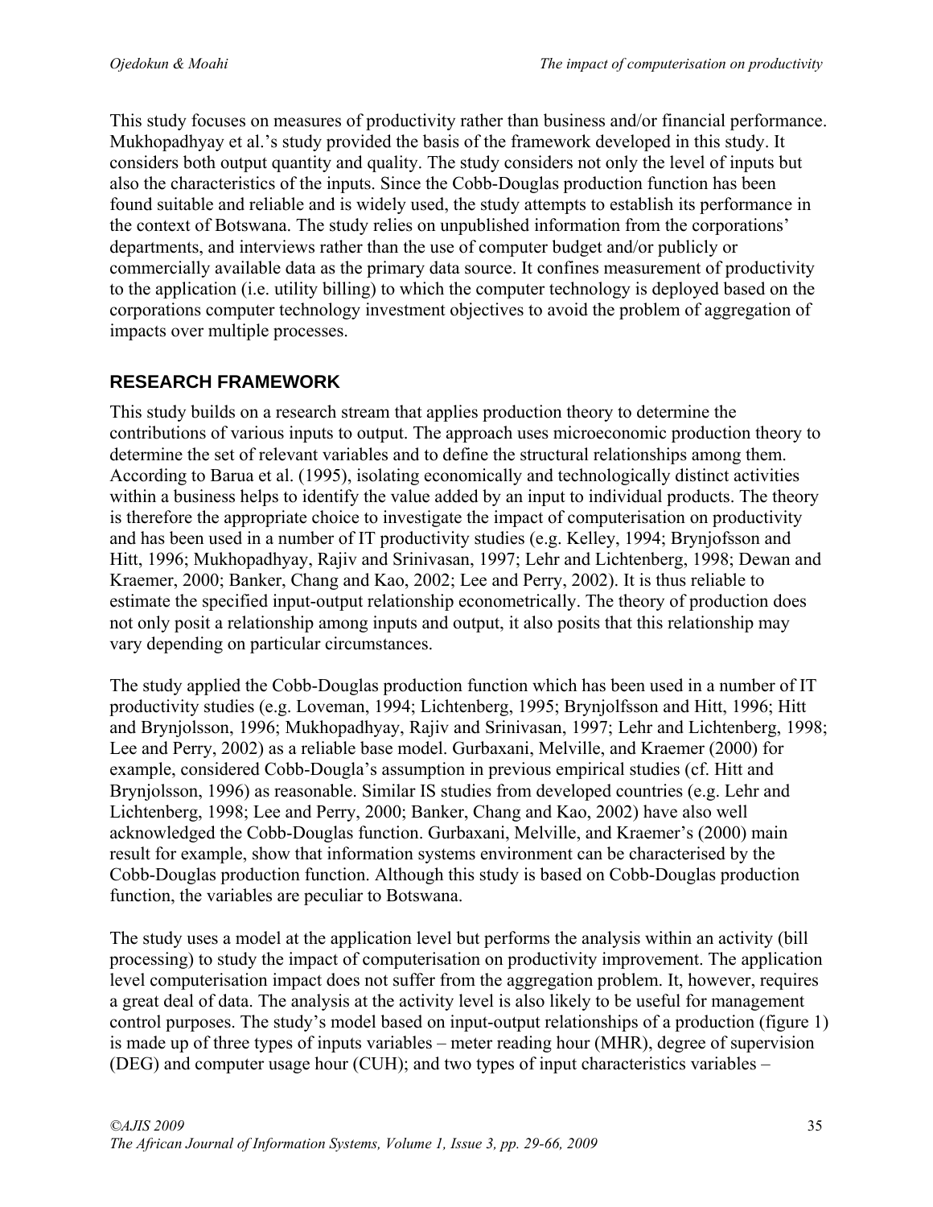This study focuses on measures of productivity rather than business and/or financial performance. Mukhopadhyay et al.'s study provided the basis of the framework developed in this study. It considers both output quantity and quality. The study considers not only the level of inputs but also the characteristics of the inputs. Since the Cobb-Douglas production function has been found suitable and reliable and is widely used, the study attempts to establish its performance in the context of Botswana. The study relies on unpublished information from the corporations' departments, and interviews rather than the use of computer budget and/or publicly or commercially available data as the primary data source. It confines measurement of productivity to the application (i.e. utility billing) to which the computer technology is deployed based on the corporations computer technology investment objectives to avoid the problem of aggregation of impacts over multiple processes.

## RESEARCH FRAMEWORK

This study builds on a research stream that applies production theory to determine the contributions of various inputs to output. The approach uses microeconomic production theory to determine the set of relevant variables and to define the structural relationships among them. According to Barua et al. (1995), isolating economically and technologically distinct activities within a business helps to identify the value added by an input to individual products. The theory is therefore the appropriate choice to investigate the impact of computerisation on productivity and has been used in a number of IT productivity studies (e.g. Kelley, 1994; Brynjofsson and Hitt, 1996; Mukhopadhyay, Rajiv and Srinivasan, 1997; Lehr and Lichtenberg, 1998; Dewan and Kraemer, 2000; Banker, Chang and Kao, 2002; Lee and Perry, 2002). It is thus reliable to estimate the specified input-output relationship econometrically. The theory of production does not only posit a relationship among inputs and output, it also posits that this relationship may vary depending on particular circumstances.

The study applied the Cobb-Douglas production function which has been used in a number of IT productivity studies (e.g. Loveman, 1994; Lichtenberg, 1995; Brynjolfsson and Hitt, 1996; Hitt and Brynjolsson, 1996; Mukhopadhyay, Rajiv and Srinivasan, 1997; Lehr and Lichtenberg, 1998; Lee and Perry, 2002) as a reliable base model. Gurbaxani, Melville, and Kraemer (2000) for example, considered Cobb-Dougla's assumption in previous empirical studies (cf. Hitt and Brynjolsson, 1996) as reasonable. Similar IS studies from developed countries (e.g. Lehr and Lichtenberg, 1998; Lee and Perry, 2000; Banker, Chang and Kao, 2002) have also well acknowledged the Cobb-Douglas function. Gurbaxani, Melville, and Kraemer's (2000) main result for example, show that information systems environment can be characterised by the Cobb-Douglas production function. Although this study is based on Cobb-Douglas production function, the variables are peculiar to Botswana.

The study uses a model at the application level but performs the analysis within an activity (bill processing) to study the impact of computerisation on productivity improvement. The application level computerisation impact does not suffer from the aggregation problem. It, however, requires a great deal of data. The analysis at the activity level is also likely to be useful for management control purposes. The study's model based on input-output relationships of a production (figure 1) is made up of three types of inputs variables – meter reading hour (MHR), degree of supervision (DEG) and computer usage hour (CUH); and two types of input characteristics variables –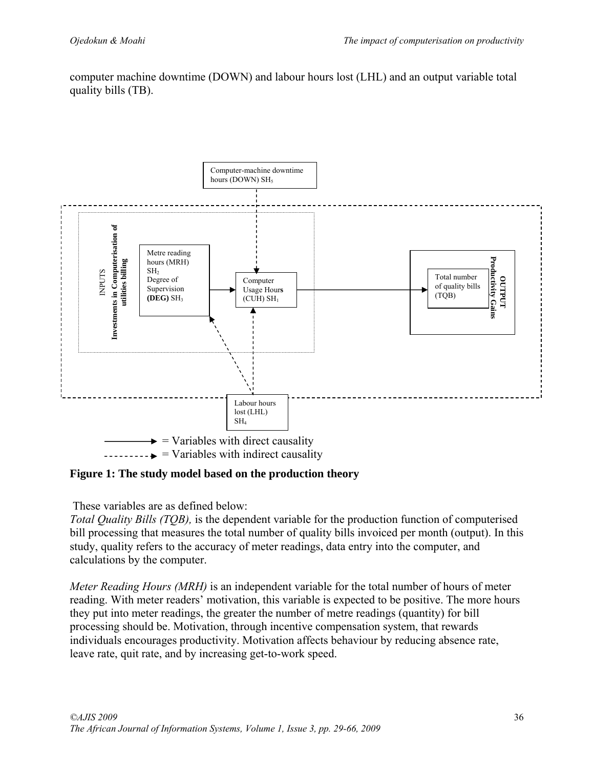computer machine downtime (DOWN) and labour hours lost (LHL) and an output variable total quality bills (TB).

**Figure 1: The study model based on the production theory**

These variables are as defined below:

*Total Quality Bills (TQB),* is the dependent variable for the production function of computerised bill processing that measures the total number of quality bills invoiced per month (output). In this study, quality refers to the accuracy of meter readings, data entry into the computer, and calculations by the computer.

*Meter Reading Hours (MRH)* is an independent variable for the total number of hours of meter reading. With meter readers' motivation, this variable is expected to be positive. The more hours they put into meter readings, the greater the number of metre readings (quantity) for bill processing should be. Motivation, through incentive compensation system, that rewards individuals encourages productivity. Motivation affects behaviour by reducing absence rate, leave rate, quit rate, and by increasing get-to-work speed.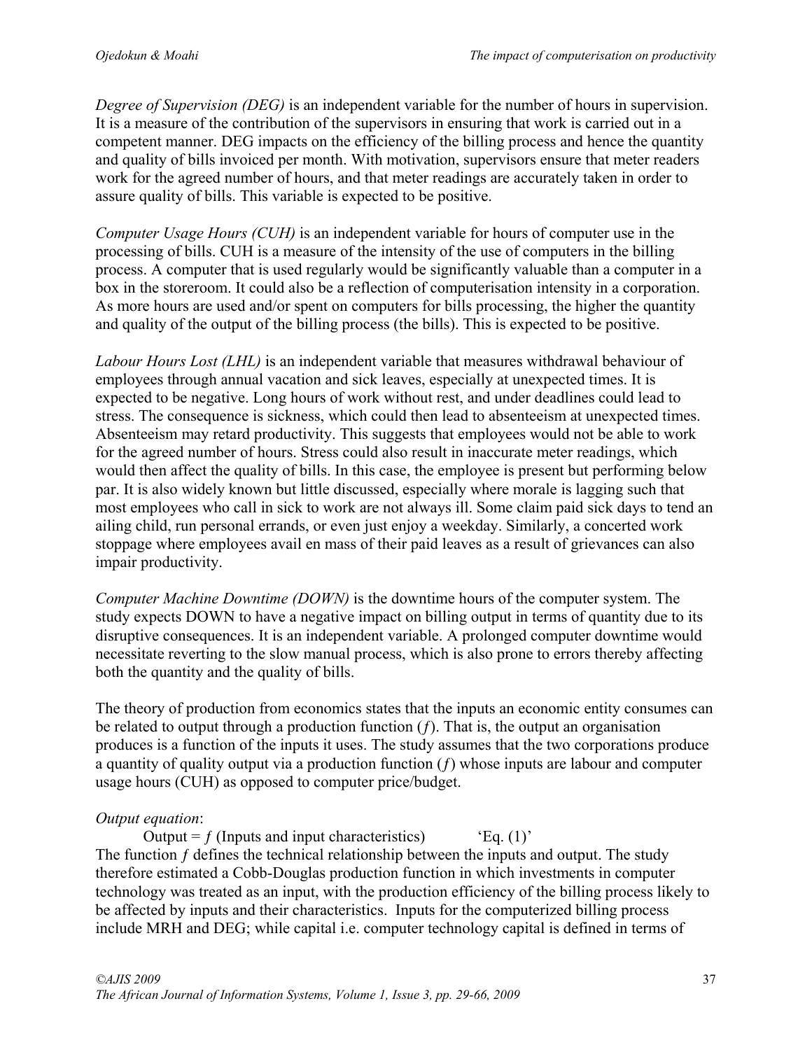*Degree of Supervision (DEG)* is an independent variable for the number of hours in supervision. It is a measure of the contribution of the supervisors in ensuring that work is carried out in a competent manner. DEG impacts on the efficiency of the billing process and hence the quantity and quality of bills invoiced per month. With motivation, supervisors ensure that meter readers work for the agreed number of hours, and that meter readings are accurately taken in order to assure quality of bills. This variable is expected to be positive.

*Computer Usage Hours (CUH)* is an independent variable for hours of computer use in the processing of bills. CUH is a measure of the intensity of the use of computers in the billing process. A computer that is used regularly would be significantly valuable than a computer in a box in the storeroom. It could also be a reflection of computerisation intensity in a corporation. As more hours are used and/or spent on computers for bills processing, the higher the quantity and quality of the output of the billing process (the bills). This is expected to be positive.

*Labour Hours Lost (LHL)* is an independent variable that measures withdrawal behaviour of employees through annual vacation and sick leaves, especially at unexpected times. It is expected to be negative. Long hours of work without rest, and under deadlines could lead to stress. The consequence is sickness, which could then lead to absenteeism at unexpected times. Absenteeism may retard productivity. This suggests that employees would not be able to work for the agreed number of hours. Stress could also result in inaccurate meter readings, which would then affect the quality of bills. In this case, the employee is present but performing below par. It is also widely known but little discussed, especially where morale is lagging such that most employees who call in sick to work are not always ill. Some claim paid sick days to tend an ailing child, run personal errands, or even just enjoy a weekday. Similarly, a concerted work stoppage where employees avail en mass of their paid leaves as a result of grievances can also impair productivity.

*Computer Machine Downtime (DOWN)* is the downtime hours of the computer system. The study expects DOWN to have a negative impact on billing output in terms of quantity due to its disruptive consequences. It is an independent variable. A prolonged computer downtime would necessitate reverting to the slow manual process, which is also prone to errors thereby affecting both the quantity and the quality of bills.

The theory of production from economics states that the inputs an economic entity consumes can be related to output through a production function ($f$). That is, the output an organisation produces is a function of the inputs it uses. The study assumes that the two corporations produce a quantity of quality output via a production function ($f$) whose inputs are labour and computer usage hours (CUH) as opposed to computer price/budget.

*Output equation*:

Output = $f$ (Inputs and input characteristics) 'Eq. (1)'

The function $f$ defines the technical relationship between the inputs and output. The study therefore estimated a Cobb-Douglas production function in which investments in computer technology was treated as an input, with the production efficiency of the billing process likely to be affected by inputs and their characteristics. Inputs for the computerized billing process include MRH and DEG; while capital i.e. computer technology capital is defined in terms of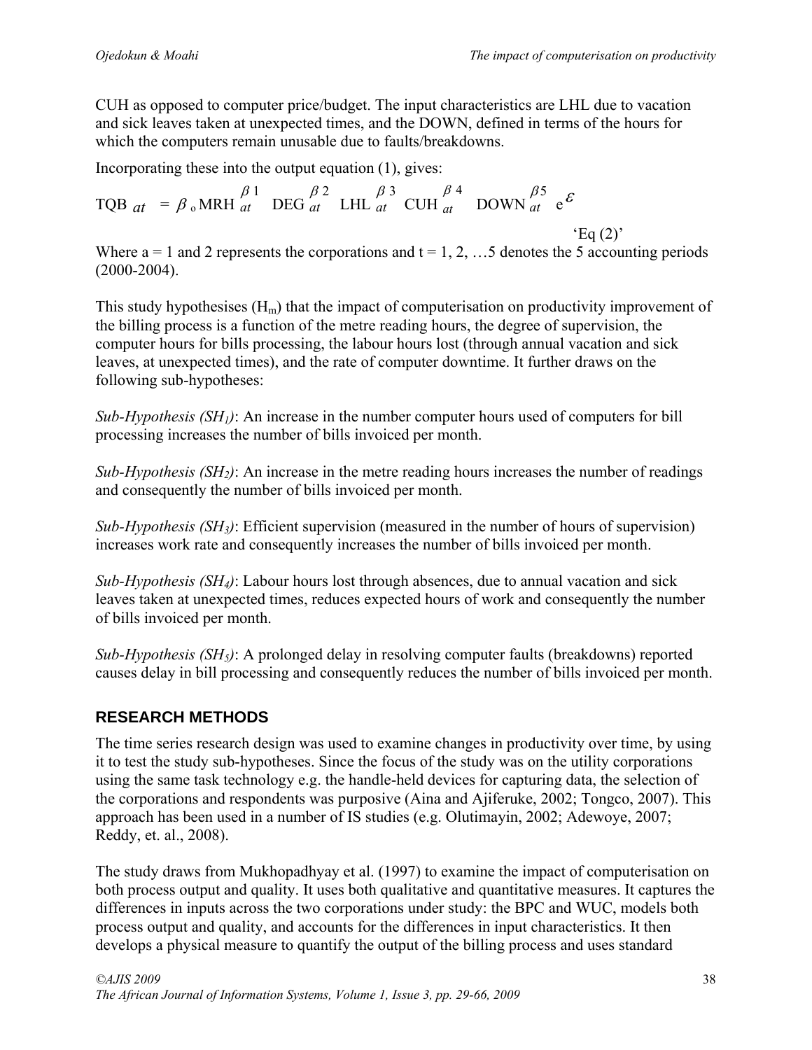CUH as opposed to computer price/budget. The input characteristics are LHL due to vacation and sick leaves taken at unexpected times, and the DOWN, defined in terms of the hours for which the computers remain unusable due to faults/breakdowns.

Incorporating these into the output equation (1), gives:

$$TQB_{at} = \beta_o MRH_{at}^{\beta 1} \; DEG_{at}^{\beta 2} \; LHL_{at}^{\beta 3} \; CUH_{at}^{\beta 4} \; DOWN_{at}^{\beta 5} \; e^{\varepsilon} \qquad \text{'Eq (2)'}$$

Where a = 1 and 2 represents the corporations and t = 1, 2, …5 denotes the 5 accounting periods (2000-2004).

This study hypothesises ($H_m$) that the impact of computerisation on productivity improvement of the billing process is a function of the metre reading hours, the degree of supervision, the computer hours for bills processing, the labour hours lost (through annual vacation and sick leaves, at unexpected times), and the rate of computer downtime. It further draws on the following sub-hypotheses:

*Sub-Hypothesis ($SH_1$)*: An increase in the number computer hours used of computers for bill processing increases the number of bills invoiced per month.

*Sub-Hypothesis ($SH_2$)*: An increase in the metre reading hours increases the number of readings and consequently the number of bills invoiced per month.

*Sub-Hypothesis ($SH_3$)*: Efficient supervision (measured in the number of hours of supervision) increases work rate and consequently increases the number of bills invoiced per month.

*Sub-Hypothesis ($SH_4$)*: Labour hours lost through absences, due to annual vacation and sick leaves taken at unexpected times, reduces expected hours of work and consequently the number of bills invoiced per month.

*Sub-Hypothesis ($SH_5$)*: A prolonged delay in resolving computer faults (breakdowns) reported causes delay in bill processing and consequently reduces the number of bills invoiced per month.

## RESEARCH METHODS

The time series research design was used to examine changes in productivity over time, by using it to test the study sub-hypotheses. Since the focus of the study was on the utility corporations using the same task technology e.g. the handle-held devices for capturing data, the selection of the corporations and respondents was purposive (Aina and Ajiferuke, 2002; Tongco, 2007). This approach has been used in a number of IS studies (e.g. Olutimayin, 2002; Adewoye, 2007; Reddy, et. al., 2008).

The study draws from Mukhopadhyay et al. (1997) to examine the impact of computerisation on both process output and quality. It uses both qualitative and quantitative measures. It captures the differences in inputs across the two corporations under study: the BPC and WUC, models both process output and quality, and accounts for the differences in input characteristics. It then develops a physical measure to quantify the output of the billing process and uses standard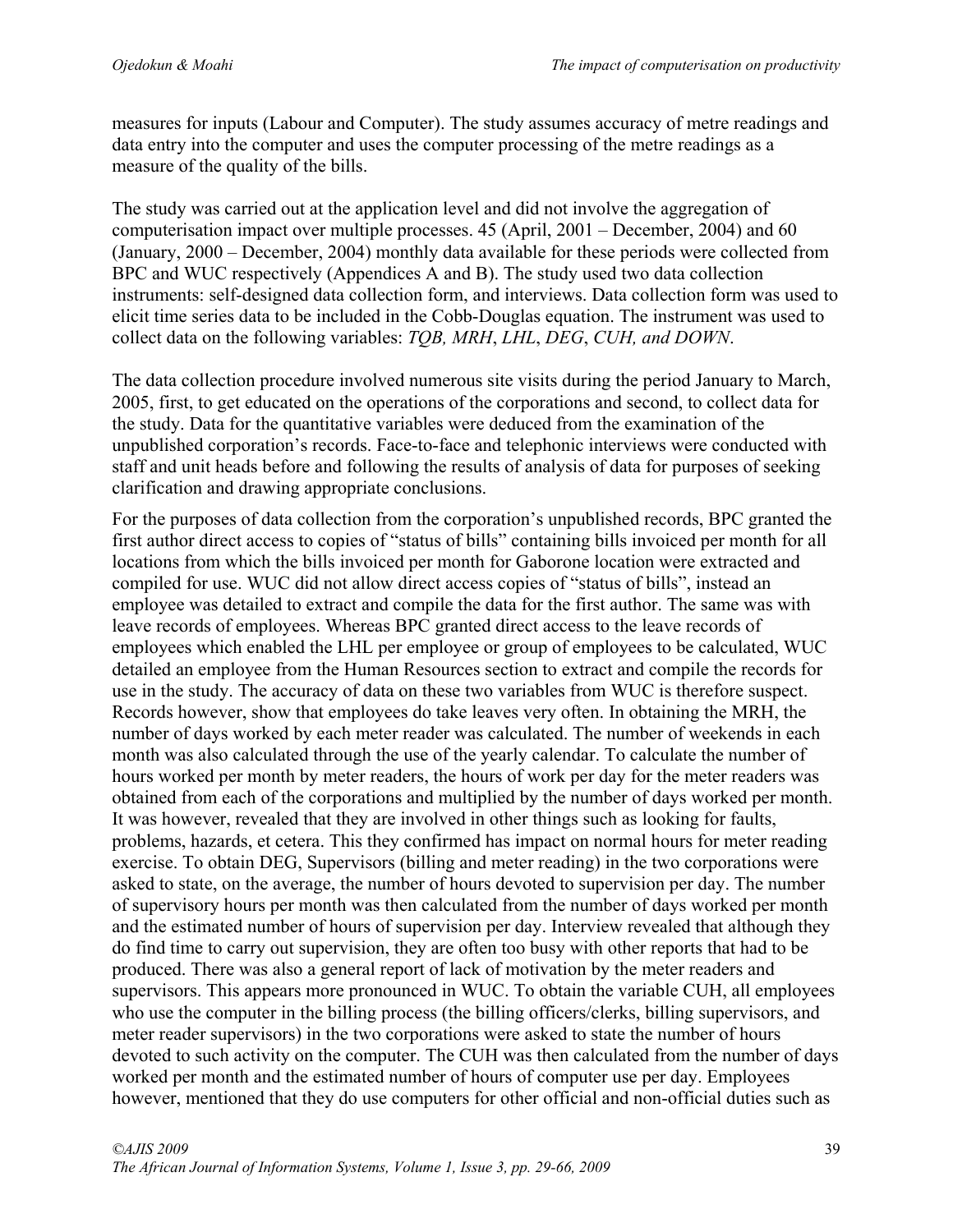measures for inputs (Labour and Computer). The study assumes accuracy of metre readings and data entry into the computer and uses the computer processing of the metre readings as a measure of the quality of the bills.

The study was carried out at the application level and did not involve the aggregation of computerisation impact over multiple processes. 45 (April, 2001 – December, 2004) and 60 (January, 2000 – December, 2004) monthly data available for these periods were collected from BPC and WUC respectively (Appendices A and B). The study used two data collection instruments: self-designed data collection form, and interviews. Data collection form was used to elicit time series data to be included in the Cobb-Douglas equation. The instrument was used to collect data on the following variables: *TQB, MRH*, *LHL*, *DEG*, *CUH, and DOWN*.

The data collection procedure involved numerous site visits during the period January to March, 2005, first, to get educated on the operations of the corporations and second, to collect data for the study. Data for the quantitative variables were deduced from the examination of the unpublished corporation's records. Face-to-face and telephonic interviews were conducted with staff and unit heads before and following the results of analysis of data for purposes of seeking clarification and drawing appropriate conclusions.

For the purposes of data collection from the corporation's unpublished records, BPC granted the first author direct access to copies of "status of bills" containing bills invoiced per month for all locations from which the bills invoiced per month for Gaborone location were extracted and compiled for use. WUC did not allow direct access copies of "status of bills", instead an employee was detailed to extract and compile the data for the first author. The same was with leave records of employees. Whereas BPC granted direct access to the leave records of employees which enabled the LHL per employee or group of employees to be calculated, WUC detailed an employee from the Human Resources section to extract and compile the records for use in the study. The accuracy of data on these two variables from WUC is therefore suspect. Records however, show that employees do take leaves very often. In obtaining the MRH, the number of days worked by each meter reader was calculated. The number of weekends in each month was also calculated through the use of the yearly calendar. To calculate the number of hours worked per month by meter readers, the hours of work per day for the meter readers was obtained from each of the corporations and multiplied by the number of days worked per month. It was however, revealed that they are involved in other things such as looking for faults, problems, hazards, et cetera. This they confirmed has impact on normal hours for meter reading exercise. To obtain DEG, Supervisors (billing and meter reading) in the two corporations were asked to state, on the average, the number of hours devoted to supervision per day. The number of supervisory hours per month was then calculated from the number of days worked per month and the estimated number of hours of supervision per day. Interview revealed that although they do find time to carry out supervision, they are often too busy with other reports that had to be produced. There was also a general report of lack of motivation by the meter readers and supervisors. This appears more pronounced in WUC. To obtain the variable CUH, all employees who use the computer in the billing process (the billing officers/clerks, billing supervisors, and meter reader supervisors) in the two corporations were asked to state the number of hours devoted to such activity on the computer. The CUH was then calculated from the number of days worked per month and the estimated number of hours of computer use per day. Employees however, mentioned that they do use computers for other official and non-official duties such as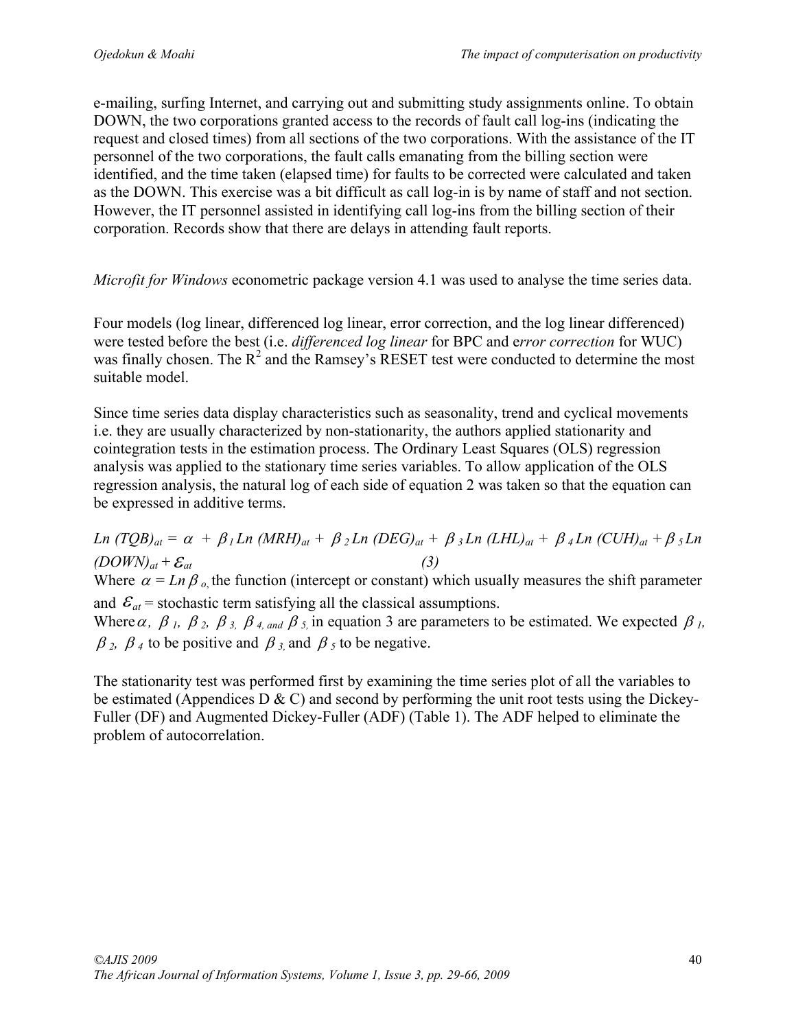e-mailing, surfing Internet, and carrying out and submitting study assignments online. To obtain DOWN, the two corporations granted access to the records of fault call log-ins (indicating the request and closed times) from all sections of the two corporations. With the assistance of the IT personnel of the two corporations, the fault calls emanating from the billing section were identified, and the time taken (elapsed time) for faults to be corrected were calculated and taken as the DOWN. This exercise was a bit difficult as call log-in is by name of staff and not section. However, the IT personnel assisted in identifying call log-ins from the billing section of their corporation. Records show that there are delays in attending fault reports.

*Microfit for Windows* econometric package version 4.1 was used to analyse the time series data.

Four models (log linear, differenced log linear, error correction, and the log linear differenced) were tested before the best (i.e. *differenced log linear* for BPC and e*rror correction* for WUC) was finally chosen. The $R^2$ and the Ramsey's RESET test were conducted to determine the most suitable model.

Since time series data display characteristics such as seasonality, trend and cyclical movements i.e. they are usually characterized by non-stationarity, the authors applied stationarity and cointegration tests in the estimation process. The Ordinary Least Squares (OLS) regression analysis was applied to the stationary time series variables. To allow application of the OLS regression analysis, the natural log of each side of equation 2 was taken so that the equation can be expressed in additive terms.

$$Ln\,(TQB)_{at} = \alpha + \beta_1 Ln\,(MRH)_{at} + \beta_2 Ln\,(DEG)_{at} + \beta_3 Ln\,(LHL)_{at} + \beta_4 Ln\,(CUH)_{at} + \beta_5 Ln\,(DOWN)_{at} + \varepsilon_{at} \qquad (3)$$

Where $\alpha = Ln\,\beta_o$, the function (intercept or constant) which usually measures the shift parameter and $\varepsilon_{at}$ = stochastic term satisfying all the classical assumptions.

Where $\alpha$, $\beta_1$, $\beta_2$, $\beta_3$, $\beta_4$, and $\beta_5$, in equation 3 are parameters to be estimated. We expected $\beta_1$, $\beta_2$, $\beta_4$ to be positive and $\beta_3$, and $\beta_5$ to be negative.

The stationarity test was performed first by examining the time series plot of all the variables to be estimated (Appendices D & C) and second by performing the unit root tests using the Dickey-Fuller (DF) and Augmented Dickey-Fuller (ADF) (Table 1). The ADF helped to eliminate the problem of autocorrelation.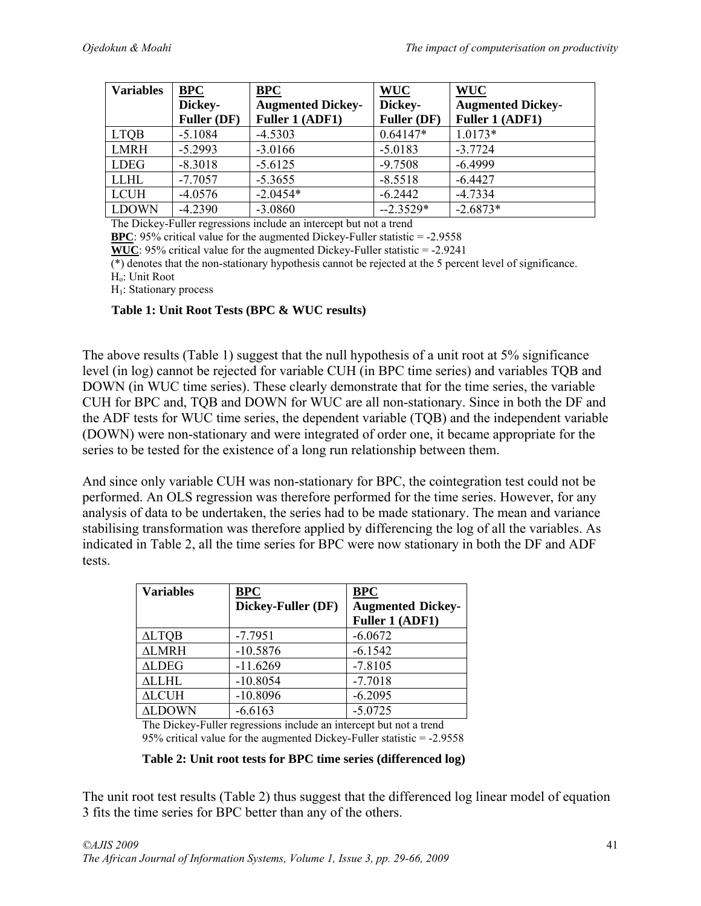| Variables | **BPC** Dickey-Fuller (DF) | **BPC** Augmented Dickey-Fuller 1 (ADF1) | **WUC** Dickey-Fuller (DF) | **WUC** Augmented Dickey-Fuller 1 (ADF1) |
|---|---|---|---|---|
| LTQB | -5.1084 | -4.5303 | 0.64147* | 1.0173* |
| LMRH | -5.2993 | -3.0166 | -5.0183 | -3.7724 |
| LDEG | -8.3018 | -5.6125 | -9.7508 | -6.4999 |
| LLHL | -7.7057 | -5.3655 | -8.5518 | -6.4427 |
| LCUH | -4.0576 | -2.0454* | -6.2442 | -4.7334 |
| LDOWN | -4.2390 | -3.0860 | --2.3529* | -2.6873* |

The Dickey-Fuller regressions include an intercept but not a trend

**BPC**: 95% critical value for the augmented Dickey-Fuller statistic = -2.9558

**WUC**: 95% critical value for the augmented Dickey-Fuller statistic = -2.9241

(*) denotes that the non-stationary hypothesis cannot be rejected at the 5 percent level of significance.

$H_o$: Unit Root

$H_1$: Stationary process

**Table 1: Unit Root Tests (BPC & WUC results)**

The above results (Table 1) suggest that the null hypothesis of a unit root at 5% significance level (in log) cannot be rejected for variable CUH (in BPC time series) and variables TQB and DOWN (in WUC time series). These clearly demonstrate that for the time series, the variable CUH for BPC and, TQB and DOWN for WUC are all non-stationary. Since in both the DF and the ADF tests for WUC time series, the dependent variable (TQB) and the independent variable (DOWN) were non-stationary and were integrated of order one, it became appropriate for the series to be tested for the existence of a long run relationship between them.

And since only variable CUH was non-stationary for BPC, the cointegration test could not be performed. An OLS regression was therefore performed for the time series. However, for any analysis of data to be undertaken, the series had to be made stationary. The mean and variance stabilising transformation was therefore applied by differencing the log of all the variables. As indicated in Table 2, all the time series for BPC were now stationary in both the DF and ADF tests.

| Variables | **BPC** Dickey-Fuller (DF) | **BPC** Augmented Dickey-Fuller 1 (ADF1) |
|---|---|---|
| ΔLTQB | -7.7951 | -6.0672 |
| ΔLMRH | -10.5876 | -6.1542 |
| ΔLDEG | -11.6269 | -7.8105 |
| ΔLLHL | -10.8054 | -7.7018 |
| ΔLCUH | -10.8096 | -6.2095 |
| ΔLDOWN | -6.6163 | -5.0725 |

The Dickey-Fuller regressions include an intercept but not a trend

95% critical value for the augmented Dickey-Fuller statistic = -2.9558

**Table 2: Unit root tests for BPC time series (differenced log)**

The unit root test results (Table 2) thus suggest that the differenced log linear model of equation 3 fits the time series for BPC better than any of the others.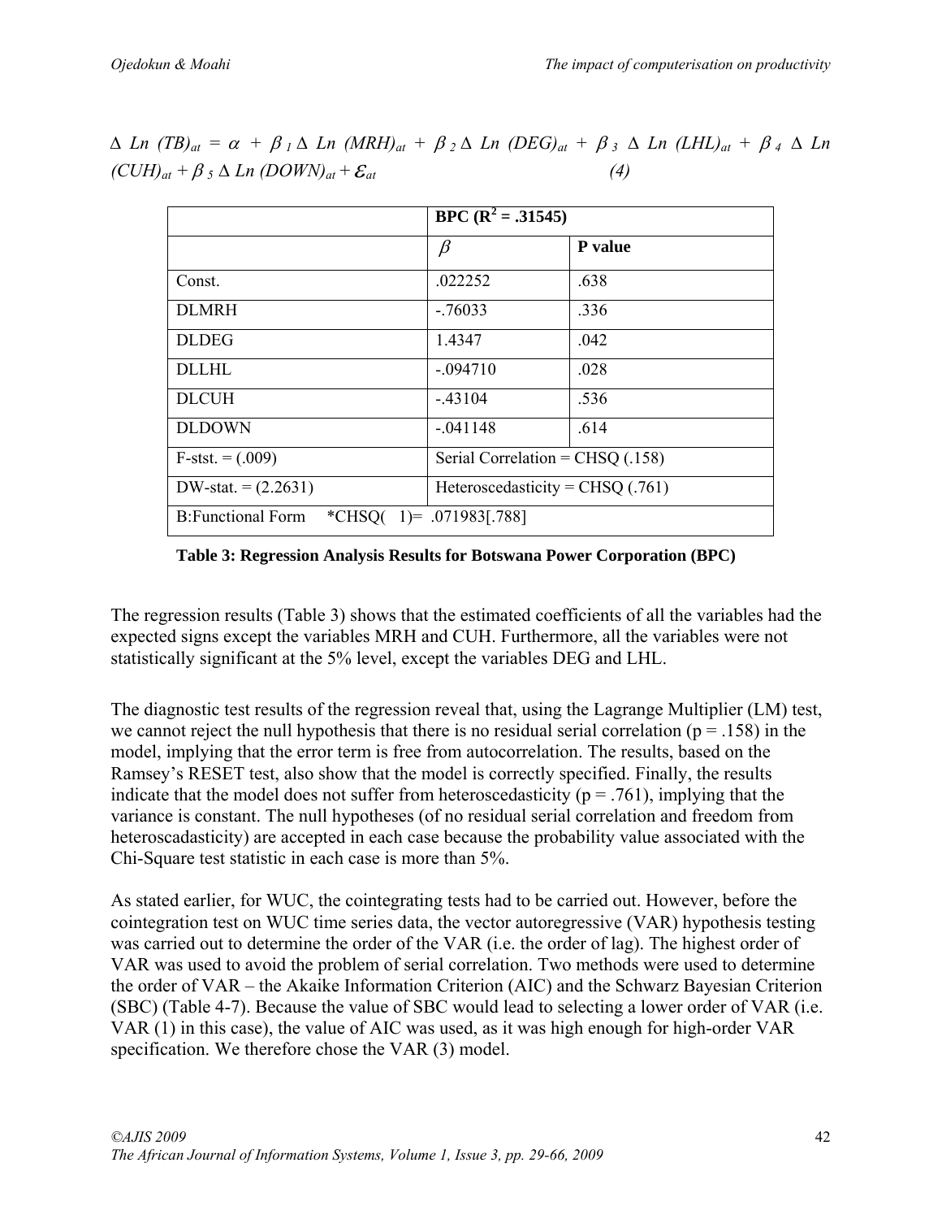$$\Delta\ Ln\ (TB)_{at} = \alpha + \beta_1 \Delta\ Ln\ (MRH)_{at} + \beta_2 \Delta\ Ln\ (DEG)_{at} + \beta_3\ \Delta\ Ln\ (LHL)_{at} + \beta_4\ \Delta\ Ln\ (CUH)_{at} + \beta_5\ \Delta\ Ln\ (DOWN)_{at} + \varepsilon_{at} \qquad (4)$$

| | **BPC ($R^2$ = .31545)** | |
|---|---|---|
| | $\beta$ | **P value** |
| Const. | .022252 | .638 |
| DLMRH | -.76033 | .336 |
| DLDEG | 1.4347 | .042 |
| DLLHL | -.094710 | .028 |
| DLCUH | -.43104 | .536 |
| DLDOWN | -.041148 | .614 |
| F-stst. = (.009) | Serial Correlation = CHSQ (.158) | |
| DW-stat. = (2.2631) | Heteroscedasticity = CHSQ (.761) | |
| B:Functional Form *CHSQ( 1)= .071983[.788] | | |

**Table 3: Regression Analysis Results for Botswana Power Corporation (BPC)**

The regression results (Table 3) shows that the estimated coefficients of all the variables had the expected signs except the variables MRH and CUH. Furthermore, all the variables were not statistically significant at the 5% level, except the variables DEG and LHL.

The diagnostic test results of the regression reveal that, using the Lagrange Multiplier (LM) test, we cannot reject the null hypothesis that there is no residual serial correlation ($p = .158$) in the model, implying that the error term is free from autocorrelation. The results, based on the Ramsey's RESET test, also show that the model is correctly specified. Finally, the results indicate that the model does not suffer from heteroscedasticity ($p = .761$), implying that the variance is constant. The null hypotheses (of no residual serial correlation and freedom from heteroscadasticity) are accepted in each case because the probability value associated with the Chi-Square test statistic in each case is more than 5%.

As stated earlier, for WUC, the cointegrating tests had to be carried out. However, before the cointegration test on WUC time series data, the vector autoregressive (VAR) hypothesis testing was carried out to determine the order of the VAR (i.e. the order of lag). The highest order of VAR was used to avoid the problem of serial correlation. Two methods were used to determine the order of VAR – the Akaike Information Criterion (AIC) and the Schwarz Bayesian Criterion (SBC) (Table 4-7). Because the value of SBC would lead to selecting a lower order of VAR (i.e. VAR (1) in this case), the value of AIC was used, as it was high enough for high-order VAR specification. We therefore chose the VAR (3) model.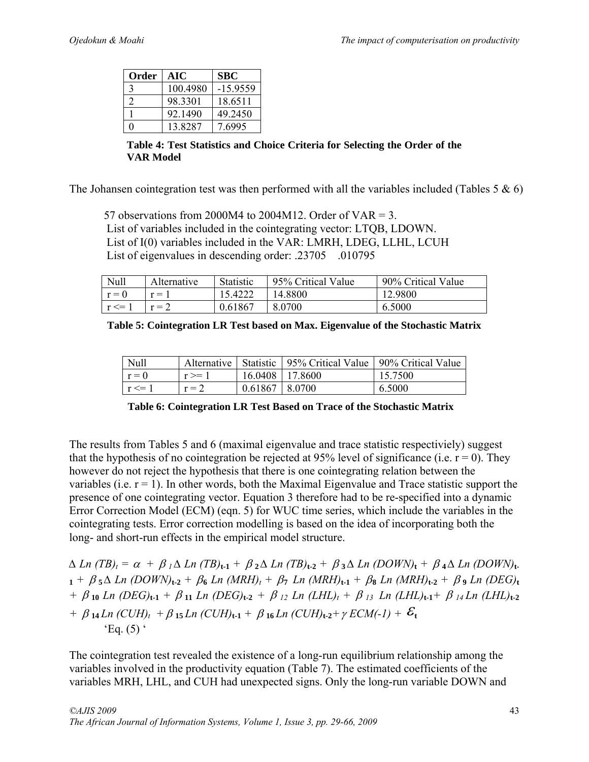| Order | AIC | SBC |
|---|---|---|
| 3 | 100.4980 | -15.9559 |
| 2 | 98.3301 | 18.6511 |
| 1 | 92.1490 | 49.2450 |
| 0 | 13.8287 | 7.6995 |

**Table 4: Test Statistics and Choice Criteria for Selecting the Order of the VAR Model**

The Johansen cointegration test was then performed with all the variables included (Tables 5 & 6)

57 observations from 2000M4 to 2004M12. Order of VAR = 3.
List of variables included in the cointegrating vector: LTQB, LDOWN.
List of I(0) variables included in the VAR: LMRH, LDEG, LLHL, LCUH
List of eigenvalues in descending order: .23705 .010795

| Null | Alternative | Statistic | 95% Critical Value | 90% Critical Value |
|---|---|---|---|---|
| r = 0 | r = 1 | 15.4222 | 14.8800 | 12.9800 |
| r <= 1 | r = 2 | 0.61867 | 8.0700 | 6.5000 |

**Table 5: Cointegration LR Test based on Max. Eigenvalue of the Stochastic Matrix**

| Null | Alternative | Statistic | 95% Critical Value | 90% Critical Value |
|---|---|---|---|---|
| r = 0 | r >= 1 | 16.0408 | 17.8600 | 15.7500 |
| r <= 1 | r = 2 | 0.61867 | 8.0700 | 6.5000 |

**Table 6: Cointegration LR Test Based on Trace of the Stochastic Matrix**

The results from Tables 5 and 6 (maximal eigenvalue and trace statistic respectiviely) suggest that the hypothesis of no cointegration be rejected at 95% level of significance (i.e. r = 0). They however do not reject the hypothesis that there is one cointegrating relation between the variables (i.e. r = 1). In other words, both the Maximal Eigenvalue and Trace statistic support the presence of one cointegrating vector. Equation 3 therefore had to be re-specified into a dynamic Error Correction Model (ECM) (eqn. 5) for WUC time series, which include the variables in the cointegrating tests. Error correction modelling is based on the idea of incorporating both the long- and short-run effects in the empirical model structure.

$$\Delta Ln(TB)_t = \alpha + \beta_1 \Delta Ln(TB)_{t-1} + \beta_2 \Delta Ln(TB)_{t-2} + \beta_3 \Delta Ln(DOWN)_t + \beta_4 \Delta Ln(DOWN)_{t-1} + \beta_5 \Delta Ln(DOWN)_{t-2} + \beta_6 Ln(MRH)_t + \beta_7 Ln(MRH)_{t-1} + \beta_8 Ln(MRH)_{t-2} + \beta_9 Ln(DEG)_t + \beta_{10} Ln(DEG)_{t-1} + \beta_{11} Ln(DEG)_{t-2} + \beta_{12} Ln(LHL)_t + \beta_{13} Ln(LHL)_{t-1} + \beta_{14} Ln(LHL)_{t-2} + \beta_{14} Ln(CUH)_t + \beta_{15} Ln(CUH)_{t-1} + \beta_{16} Ln(CUH)_{t-2} + \gamma ECM(-1) + \varepsilon_t$$

'Eq. (5) '

The cointegration test revealed the existence of a long-run equilibrium relationship among the variables involved in the productivity equation (Table 7). The estimated coefficients of the variables MRH, LHL, and CUH had unexpected signs. Only the long-run variable DOWN and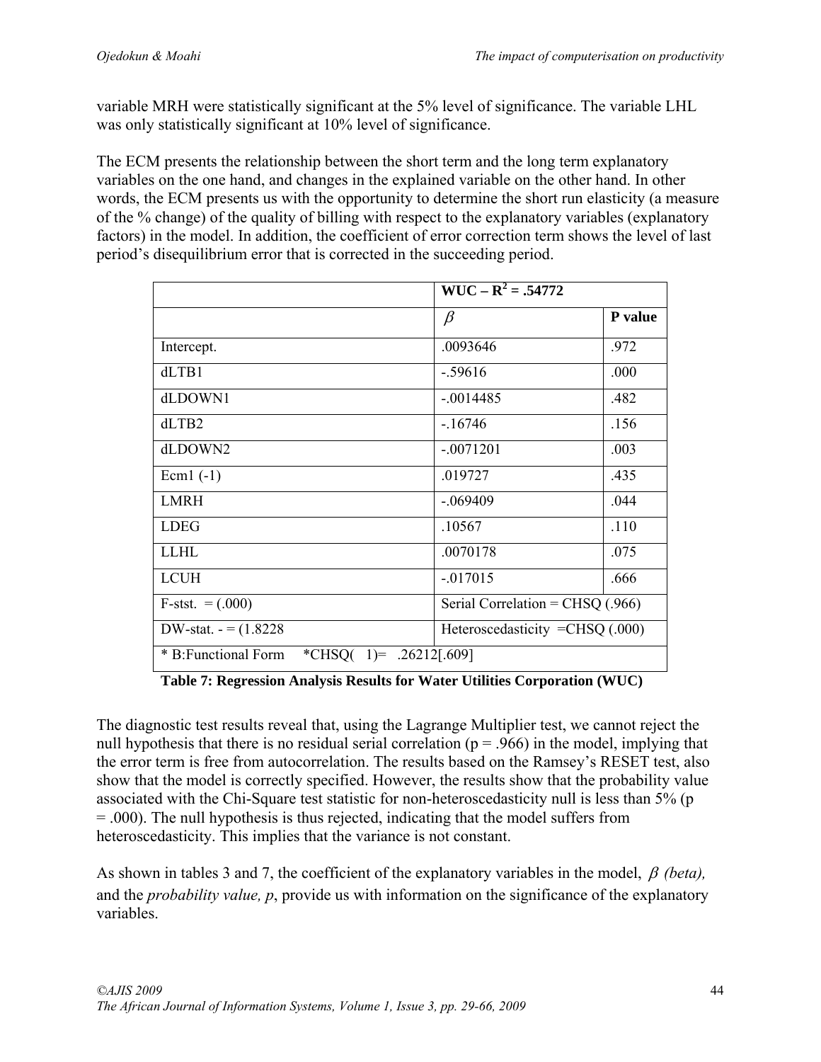variable MRH were statistically significant at the 5% level of significance. The variable LHL was only statistically significant at 10% level of significance.

The ECM presents the relationship between the short term and the long term explanatory variables on the one hand, and changes in the explained variable on the other hand. In other words, the ECM presents us with the opportunity to determine the short run elasticity (a measure of the % change) of the quality of billing with respect to the explanatory variables (explanatory factors) in the model. In addition, the coefficient of error correction term shows the level of last period's disequilibrium error that is corrected in the succeeding period.

| | **WUC – $R^2$ = .54772** | |
|---|---|---|
| | $\beta$ | **P value** |
| Intercept. | .0093646 | .972 |
| dLTB1 | -.59616 | .000 |
| dLDOWN1 | -.0014485 | .482 |
| dLTB2 | -.16746 | .156 |
| dLDOWN2 | -.0071201 | .003 |
| Ecm1 (-1) | .019727 | .435 |
| LMRH | -.069409 | .044 |
| LDEG | .10567 | .110 |
| LLHL | .0070178 | .075 |
| LCUH | -.017015 | .666 |
| F-stst. = (.000) | Serial Correlation = CHSQ (.966) | |
| DW-stat. - = (1.8228 | Heteroscedasticity =CHSQ (.000) | |
| * B:Functional Form *CHSQ( 1)= .26212[.609] | | |

**Table 7: Regression Analysis Results for Water Utilities Corporation (WUC)**

The diagnostic test results reveal that, using the Lagrange Multiplier test, we cannot reject the null hypothesis that there is no residual serial correlation ($p = .966$) in the model, implying that the error term is free from autocorrelation. The results based on the Ramsey's RESET test, also show that the model is correctly specified. However, the results show that the probability value associated with the Chi-Square test statistic for non-heteroscedasticity null is less than 5% ($p = .000$). The null hypothesis is thus rejected, indicating that the model suffers from heteroscedasticity. This implies that the variance is not constant.

As shown in tables 3 and 7, the coefficient of the explanatory variables in the model, $\beta$ *(beta),* and the *probability value, p*, provide us with information on the significance of the explanatory variables.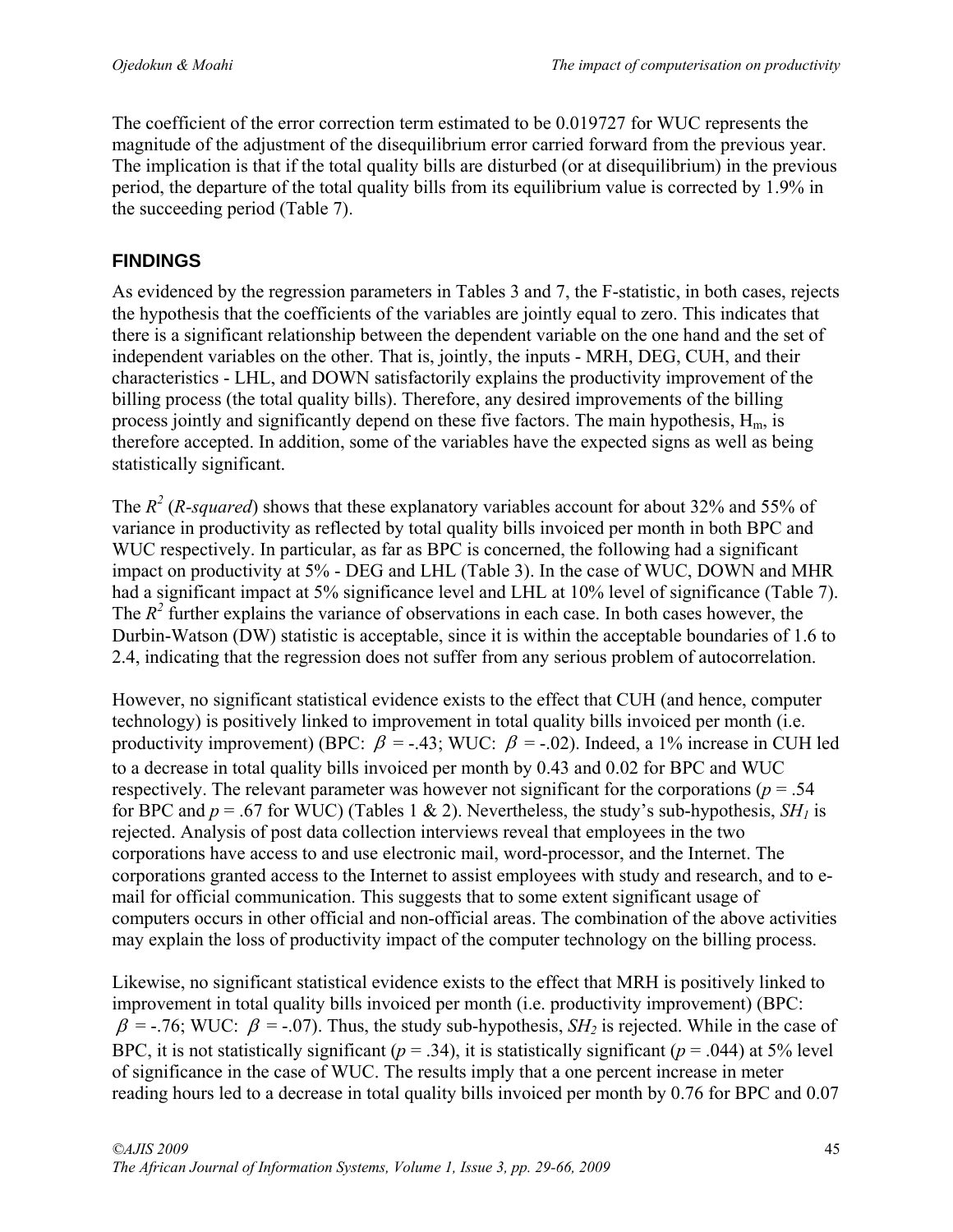The coefficient of the error correction term estimated to be 0.019727 for WUC represents the magnitude of the adjustment of the disequilibrium error carried forward from the previous year. The implication is that if the total quality bills are disturbed (or at disequilibrium) in the previous period, the departure of the total quality bills from its equilibrium value is corrected by 1.9% in the succeeding period (Table 7).

## FINDINGS

As evidenced by the regression parameters in Tables 3 and 7, the F-statistic, in both cases, rejects the hypothesis that the coefficients of the variables are jointly equal to zero. This indicates that there is a significant relationship between the dependent variable on the one hand and the set of independent variables on the other. That is, jointly, the inputs - MRH, DEG, CUH, and their characteristics - LHL, and DOWN satisfactorily explains the productivity improvement of the billing process (the total quality bills). Therefore, any desired improvements of the billing process jointly and significantly depend on these five factors. The main hypothesis, $H_m$, is therefore accepted. In addition, some of the variables have the expected signs as well as being statistically significant.

The $R^2$ (*R-squared*) shows that these explanatory variables account for about 32% and 55% of variance in productivity as reflected by total quality bills invoiced per month in both BPC and WUC respectively. In particular, as far as BPC is concerned, the following had a significant impact on productivity at 5% - DEG and LHL (Table 3). In the case of WUC, DOWN and MHR had a significant impact at 5% significance level and LHL at 10% level of significance (Table 7). The $R^2$ further explains the variance of observations in each case. In both cases however, the Durbin-Watson (DW) statistic is acceptable, since it is within the acceptable boundaries of 1.6 to 2.4, indicating that the regression does not suffer from any serious problem of autocorrelation.

However, no significant statistical evidence exists to the effect that CUH (and hence, computer technology) is positively linked to improvement in total quality bills invoiced per month (i.e. productivity improvement) (BPC: $\beta$ = -.43; WUC: $\beta$ = -.02). Indeed, a 1% increase in CUH led to a decrease in total quality bills invoiced per month by 0.43 and 0.02 for BPC and WUC respectively. The relevant parameter was however not significant for the corporations ($p$ = .54 for BPC and $p$ = .67 for WUC) (Tables 1 & 2). Nevertheless, the study's sub-hypothesis, $SH_1$ is rejected. Analysis of post data collection interviews reveal that employees in the two corporations have access to and use electronic mail, word-processor, and the Internet. The corporations granted access to the Internet to assist employees with study and research, and to e-mail for official communication. This suggests that to some extent significant usage of computers occurs in other official and non-official areas. The combination of the above activities may explain the loss of productivity impact of the computer technology on the billing process.

Likewise, no significant statistical evidence exists to the effect that MRH is positively linked to improvement in total quality bills invoiced per month (i.e. productivity improvement) (BPC: $\beta$ = -.76; WUC: $\beta$ = -.07). Thus, the study sub-hypothesis, $SH_2$ is rejected. While in the case of BPC, it is not statistically significant ($p$ = .34), it is statistically significant ($p$ = .044) at 5% level of significance in the case of WUC. The results imply that a one percent increase in meter reading hours led to a decrease in total quality bills invoiced per month by 0.76 for BPC and 0.07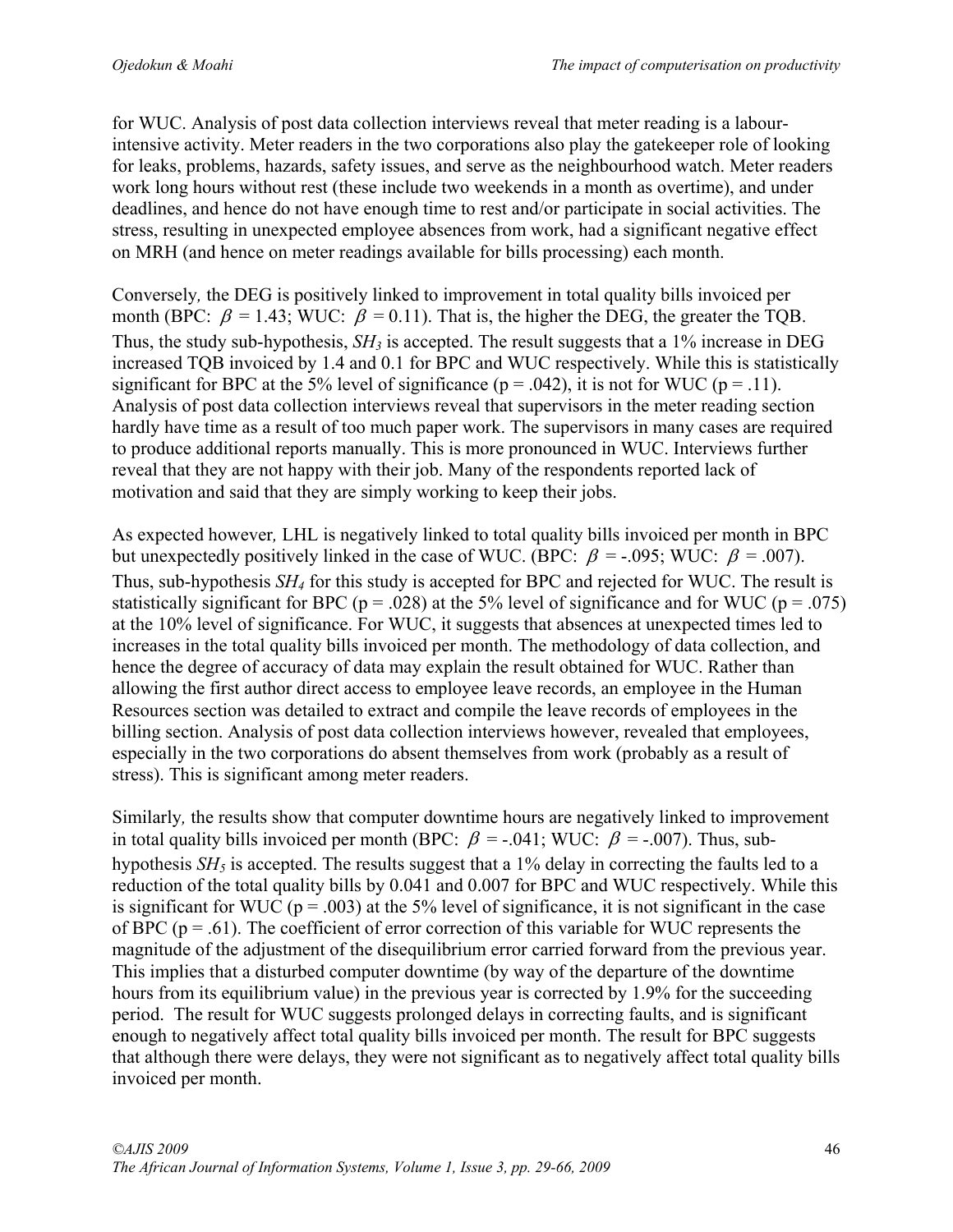for WUC. Analysis of post data collection interviews reveal that meter reading is a labour-intensive activity. Meter readers in the two corporations also play the gatekeeper role of looking for leaks, problems, hazards, safety issues, and serve as the neighbourhood watch. Meter readers work long hours without rest (these include two weekends in a month as overtime), and under deadlines, and hence do not have enough time to rest and/or participate in social activities. The stress, resulting in unexpected employee absences from work, had a significant negative effect on MRH (and hence on meter readings available for bills processing) each month.

Conversely, the DEG is positively linked to improvement in total quality bills invoiced per month (BPC: $\beta = 1.43$; WUC: $\beta = 0.11$). That is, the higher the DEG, the greater the TQB. Thus, the study sub-hypothesis, $SH_3$ is accepted. The result suggests that a 1% increase in DEG increased TQB invoiced by 1.4 and 0.1 for BPC and WUC respectively. While this is statistically significant for BPC at the 5% level of significance ($p = .042$), it is not for WUC ($p = .11$). Analysis of post data collection interviews reveal that supervisors in the meter reading section hardly have time as a result of too much paper work. The supervisors in many cases are required to produce additional reports manually. This is more pronounced in WUC. Interviews further reveal that they are not happy with their job. Many of the respondents reported lack of motivation and said that they are simply working to keep their jobs.

As expected however, LHL is negatively linked to total quality bills invoiced per month in BPC but unexpectedly positively linked in the case of WUC. (BPC: $\beta = -.095$; WUC: $\beta = .007$). Thus, sub-hypothesis $SH_4$ for this study is accepted for BPC and rejected for WUC. The result is statistically significant for BPC ($p = .028$) at the 5% level of significance and for WUC ($p = .075$) at the 10% level of significance. For WUC, it suggests that absences at unexpected times led to increases in the total quality bills invoiced per month. The methodology of data collection, and hence the degree of accuracy of data may explain the result obtained for WUC. Rather than allowing the first author direct access to employee leave records, an employee in the Human Resources section was detailed to extract and compile the leave records of employees in the billing section. Analysis of post data collection interviews however, revealed that employees, especially in the two corporations do absent themselves from work (probably as a result of stress). This is significant among meter readers.

Similarly, the results show that computer downtime hours are negatively linked to improvement in total quality bills invoiced per month (BPC: $\beta = -.041$; WUC: $\beta = -.007$). Thus, sub-hypothesis $SH_5$ is accepted. The results suggest that a 1% delay in correcting the faults led to a reduction of the total quality bills by 0.041 and 0.007 for BPC and WUC respectively. While this is significant for WUC ($p = .003$) at the 5% level of significance, it is not significant in the case of BPC ($p = .61$). The coefficient of error correction of this variable for WUC represents the magnitude of the adjustment of the disequilibrium error carried forward from the previous year. This implies that a disturbed computer downtime (by way of the departure of the downtime hours from its equilibrium value) in the previous year is corrected by 1.9% for the succeeding period. The result for WUC suggests prolonged delays in correcting faults, and is significant enough to negatively affect total quality bills invoiced per month. The result for BPC suggests that although there were delays, they were not significant as to negatively affect total quality bills invoiced per month.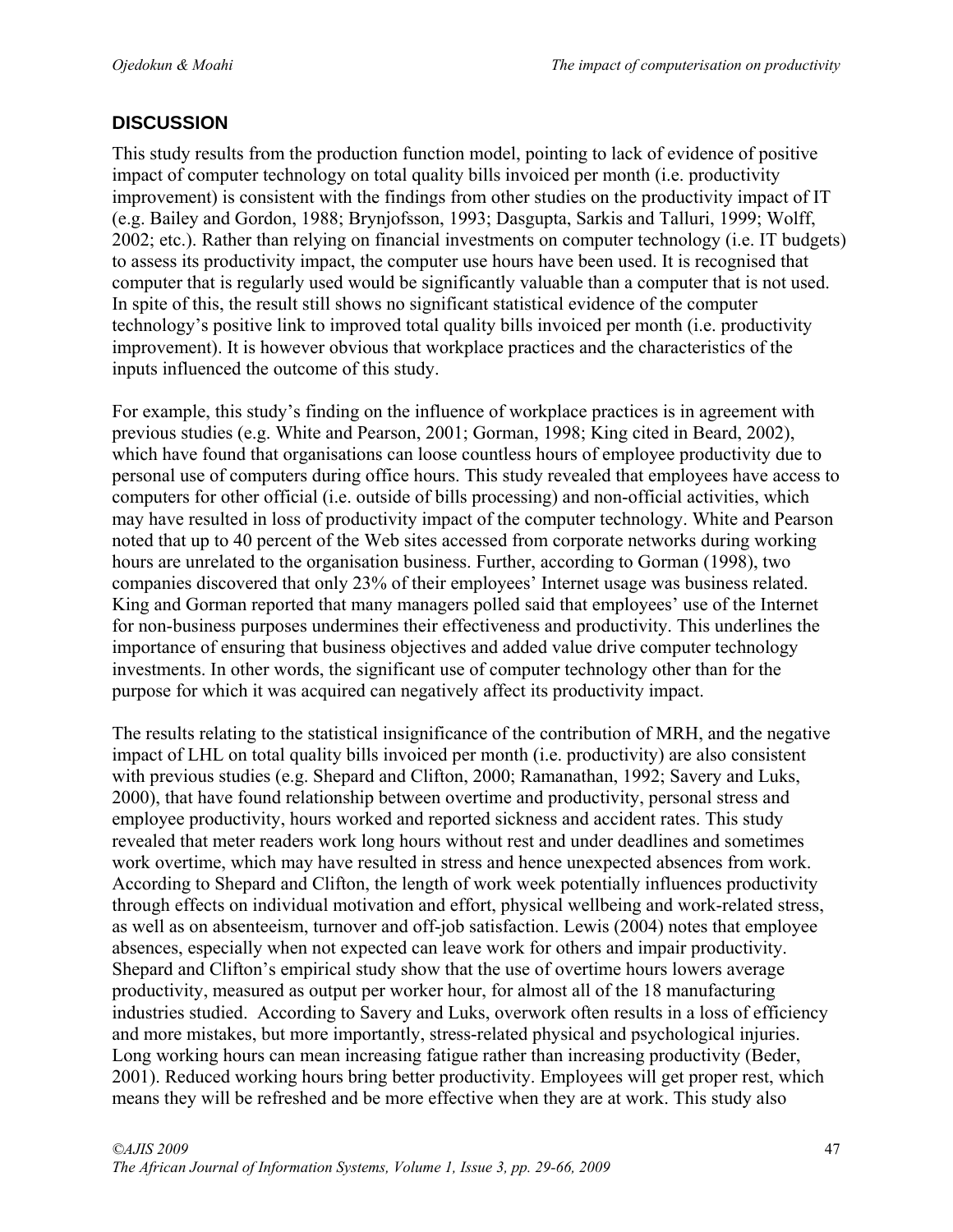## DISCUSSION

This study results from the production function model, pointing to lack of evidence of positive impact of computer technology on total quality bills invoiced per month (i.e. productivity improvement) is consistent with the findings from other studies on the productivity impact of IT (e.g. Bailey and Gordon, 1988; Brynjofsson, 1993; Dasgupta, Sarkis and Talluri, 1999; Wolff, 2002; etc.). Rather than relying on financial investments on computer technology (i.e. IT budgets) to assess its productivity impact, the computer use hours have been used. It is recognised that computer that is regularly used would be significantly valuable than a computer that is not used. In spite of this, the result still shows no significant statistical evidence of the computer technology's positive link to improved total quality bills invoiced per month (i.e. productivity improvement). It is however obvious that workplace practices and the characteristics of the inputs influenced the outcome of this study.

For example, this study's finding on the influence of workplace practices is in agreement with previous studies (e.g. White and Pearson, 2001; Gorman, 1998; King cited in Beard, 2002), which have found that organisations can loose countless hours of employee productivity due to personal use of computers during office hours. This study revealed that employees have access to computers for other official (i.e. outside of bills processing) and non-official activities, which may have resulted in loss of productivity impact of the computer technology. White and Pearson noted that up to 40 percent of the Web sites accessed from corporate networks during working hours are unrelated to the organisation business. Further, according to Gorman (1998), two companies discovered that only 23% of their employees' Internet usage was business related. King and Gorman reported that many managers polled said that employees' use of the Internet for non-business purposes undermines their effectiveness and productivity. This underlines the importance of ensuring that business objectives and added value drive computer technology investments. In other words, the significant use of computer technology other than for the purpose for which it was acquired can negatively affect its productivity impact.

The results relating to the statistical insignificance of the contribution of MRH, and the negative impact of LHL on total quality bills invoiced per month (i.e. productivity) are also consistent with previous studies (e.g. Shepard and Clifton, 2000; Ramanathan, 1992; Savery and Luks, 2000), that have found relationship between overtime and productivity, personal stress and employee productivity, hours worked and reported sickness and accident rates. This study revealed that meter readers work long hours without rest and under deadlines and sometimes work overtime, which may have resulted in stress and hence unexpected absences from work. According to Shepard and Clifton, the length of work week potentially influences productivity through effects on individual motivation and effort, physical wellbeing and work-related stress, as well as on absenteeism, turnover and off-job satisfaction. Lewis (2004) notes that employee absences, especially when not expected can leave work for others and impair productivity. Shepard and Clifton's empirical study show that the use of overtime hours lowers average productivity, measured as output per worker hour, for almost all of the 18 manufacturing industries studied. According to Savery and Luks, overwork often results in a loss of efficiency and more mistakes, but more importantly, stress-related physical and psychological injuries. Long working hours can mean increasing fatigue rather than increasing productivity (Beder, 2001). Reduced working hours bring better productivity. Employees will get proper rest, which means they will be refreshed and be more effective when they are at work. This study also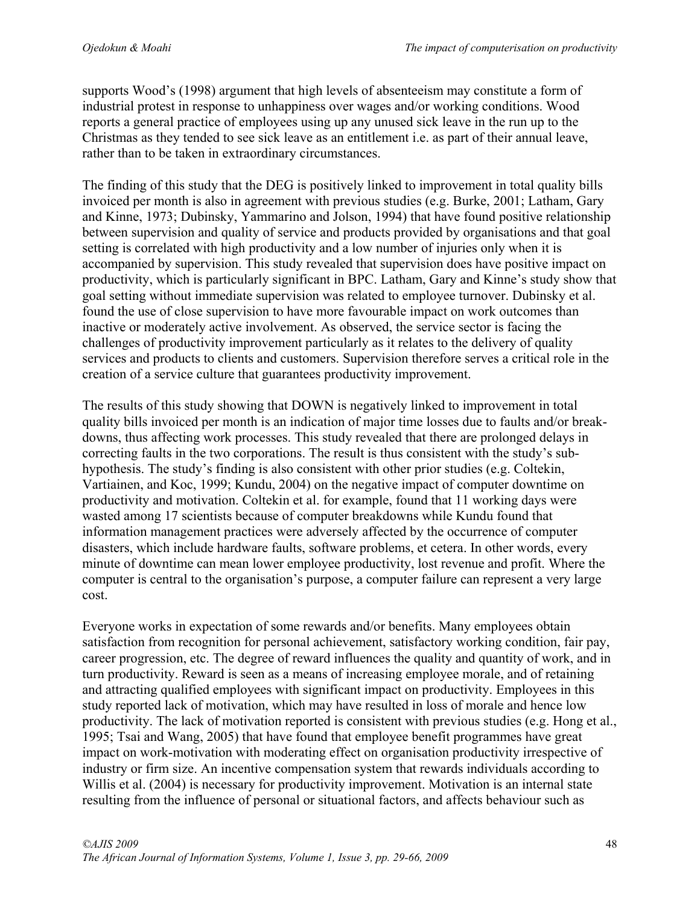supports Wood's (1998) argument that high levels of absenteeism may constitute a form of industrial protest in response to unhappiness over wages and/or working conditions. Wood reports a general practice of employees using up any unused sick leave in the run up to the Christmas as they tended to see sick leave as an entitlement i.e. as part of their annual leave, rather than to be taken in extraordinary circumstances.

The finding of this study that the DEG is positively linked to improvement in total quality bills invoiced per month is also in agreement with previous studies (e.g. Burke, 2001; Latham, Gary and Kinne, 1973; Dubinsky, Yammarino and Jolson, 1994) that have found positive relationship between supervision and quality of service and products provided by organisations and that goal setting is correlated with high productivity and a low number of injuries only when it is accompanied by supervision. This study revealed that supervision does have positive impact on productivity, which is particularly significant in BPC. Latham, Gary and Kinne's study show that goal setting without immediate supervision was related to employee turnover. Dubinsky et al. found the use of close supervision to have more favourable impact on work outcomes than inactive or moderately active involvement. As observed, the service sector is facing the challenges of productivity improvement particularly as it relates to the delivery of quality services and products to clients and customers. Supervision therefore serves a critical role in the creation of a service culture that guarantees productivity improvement.

The results of this study showing that DOWN is negatively linked to improvement in total quality bills invoiced per month is an indication of major time losses due to faults and/or break-downs, thus affecting work processes. This study revealed that there are prolonged delays in correcting faults in the two corporations. The result is thus consistent with the study's sub-hypothesis. The study's finding is also consistent with other prior studies (e.g. Coltekin, Vartiainen, and Koc, 1999; Kundu, 2004) on the negative impact of computer downtime on productivity and motivation. Coltekin et al. for example, found that 11 working days were wasted among 17 scientists because of computer breakdowns while Kundu found that information management practices were adversely affected by the occurrence of computer disasters, which include hardware faults, software problems, et cetera. In other words, every minute of downtime can mean lower employee productivity, lost revenue and profit. Where the computer is central to the organisation's purpose, a computer failure can represent a very large cost.

Everyone works in expectation of some rewards and/or benefits. Many employees obtain satisfaction from recognition for personal achievement, satisfactory working condition, fair pay, career progression, etc. The degree of reward influences the quality and quantity of work, and in turn productivity. Reward is seen as a means of increasing employee morale, and of retaining and attracting qualified employees with significant impact on productivity. Employees in this study reported lack of motivation, which may have resulted in loss of morale and hence low productivity. The lack of motivation reported is consistent with previous studies (e.g. Hong et al., 1995; Tsai and Wang, 2005) that have found that employee benefit programmes have great impact on work-motivation with moderating effect on organisation productivity irrespective of industry or firm size. An incentive compensation system that rewards individuals according to Willis et al. (2004) is necessary for productivity improvement. Motivation is an internal state resulting from the influence of personal or situational factors, and affects behaviour such as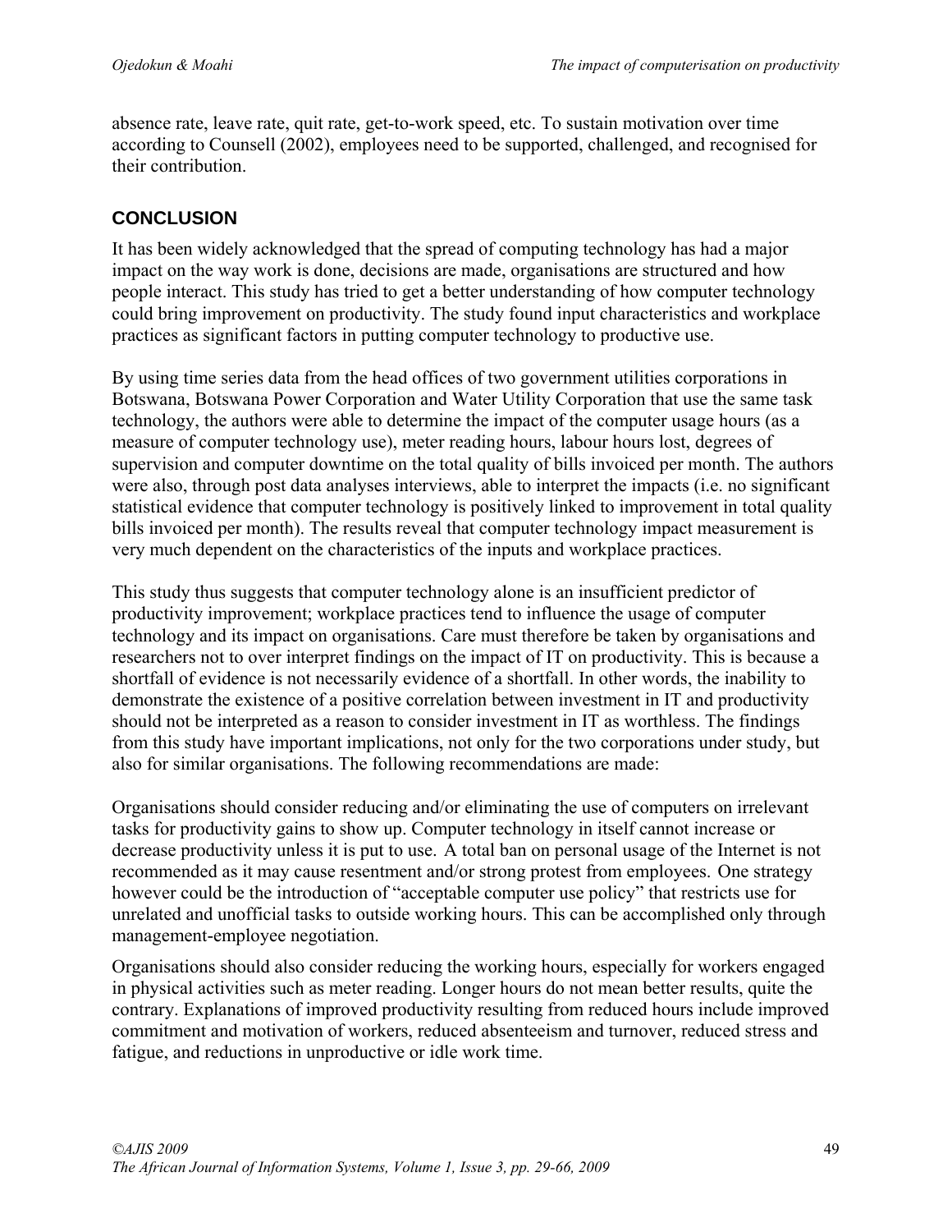absence rate, leave rate, quit rate, get-to-work speed, etc. To sustain motivation over time according to Counsell (2002), employees need to be supported, challenged, and recognised for their contribution.

## CONCLUSION

It has been widely acknowledged that the spread of computing technology has had a major impact on the way work is done, decisions are made, organisations are structured and how people interact. This study has tried to get a better understanding of how computer technology could bring improvement on productivity. The study found input characteristics and workplace practices as significant factors in putting computer technology to productive use.

By using time series data from the head offices of two government utilities corporations in Botswana, Botswana Power Corporation and Water Utility Corporation that use the same task technology, the authors were able to determine the impact of the computer usage hours (as a measure of computer technology use), meter reading hours, labour hours lost, degrees of supervision and computer downtime on the total quality of bills invoiced per month. The authors were also, through post data analyses interviews, able to interpret the impacts (i.e. no significant statistical evidence that computer technology is positively linked to improvement in total quality bills invoiced per month). The results reveal that computer technology impact measurement is very much dependent on the characteristics of the inputs and workplace practices.

This study thus suggests that computer technology alone is an insufficient predictor of productivity improvement; workplace practices tend to influence the usage of computer technology and its impact on organisations. Care must therefore be taken by organisations and researchers not to over interpret findings on the impact of IT on productivity. This is because a shortfall of evidence is not necessarily evidence of a shortfall. In other words, the inability to demonstrate the existence of a positive correlation between investment in IT and productivity should not be interpreted as a reason to consider investment in IT as worthless. The findings from this study have important implications, not only for the two corporations under study, but also for similar organisations. The following recommendations are made:

Organisations should consider reducing and/or eliminating the use of computers on irrelevant tasks for productivity gains to show up. Computer technology in itself cannot increase or decrease productivity unless it is put to use. A total ban on personal usage of the Internet is not recommended as it may cause resentment and/or strong protest from employees. One strategy however could be the introduction of "acceptable computer use policy" that restricts use for unrelated and unofficial tasks to outside working hours. This can be accomplished only through management-employee negotiation.

Organisations should also consider reducing the working hours, especially for workers engaged in physical activities such as meter reading. Longer hours do not mean better results, quite the contrary. Explanations of improved productivity resulting from reduced hours include improved commitment and motivation of workers, reduced absenteeism and turnover, reduced stress and fatigue, and reductions in unproductive or idle work time.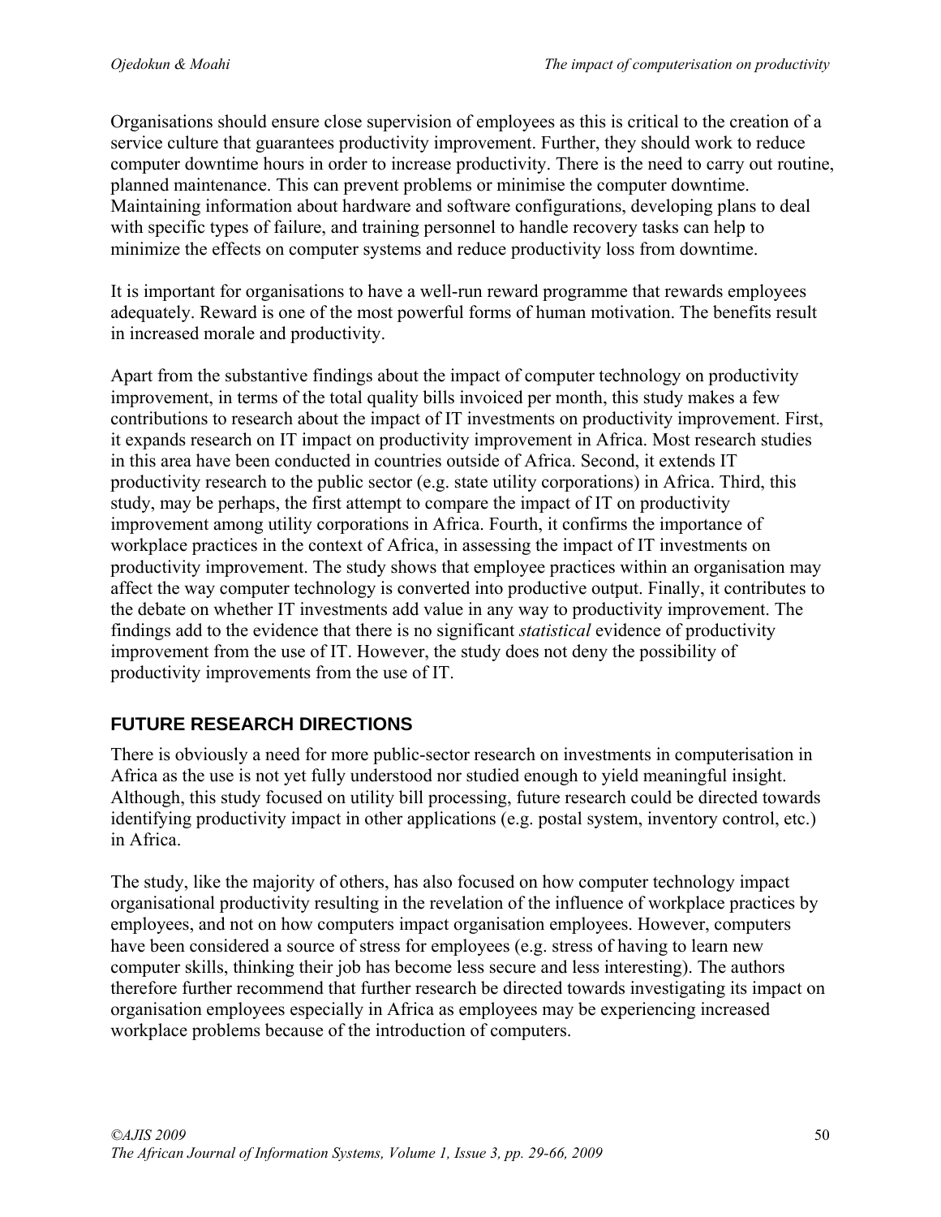Organisations should ensure close supervision of employees as this is critical to the creation of a service culture that guarantees productivity improvement. Further, they should work to reduce computer downtime hours in order to increase productivity. There is the need to carry out routine, planned maintenance. This can prevent problems or minimise the computer downtime. Maintaining information about hardware and software configurations, developing plans to deal with specific types of failure, and training personnel to handle recovery tasks can help to minimize the effects on computer systems and reduce productivity loss from downtime.

It is important for organisations to have a well-run reward programme that rewards employees adequately. Reward is one of the most powerful forms of human motivation. The benefits result in increased morale and productivity.

Apart from the substantive findings about the impact of computer technology on productivity improvement, in terms of the total quality bills invoiced per month, this study makes a few contributions to research about the impact of IT investments on productivity improvement. First, it expands research on IT impact on productivity improvement in Africa. Most research studies in this area have been conducted in countries outside of Africa. Second, it extends IT productivity research to the public sector (e.g. state utility corporations) in Africa. Third, this study, may be perhaps, the first attempt to compare the impact of IT on productivity improvement among utility corporations in Africa. Fourth, it confirms the importance of workplace practices in the context of Africa, in assessing the impact of IT investments on productivity improvement. The study shows that employee practices within an organisation may affect the way computer technology is converted into productive output. Finally, it contributes to the debate on whether IT investments add value in any way to productivity improvement. The findings add to the evidence that there is no significant *statistical* evidence of productivity improvement from the use of IT. However, the study does not deny the possibility of productivity improvements from the use of IT.

## FUTURE RESEARCH DIRECTIONS

There is obviously a need for more public-sector research on investments in computerisation in Africa as the use is not yet fully understood nor studied enough to yield meaningful insight. Although, this study focused on utility bill processing, future research could be directed towards identifying productivity impact in other applications (e.g. postal system, inventory control, etc.) in Africa.

The study, like the majority of others, has also focused on how computer technology impact organisational productivity resulting in the revelation of the influence of workplace practices by employees, and not on how computers impact organisation employees. However, computers have been considered a source of stress for employees (e.g. stress of having to learn new computer skills, thinking their job has become less secure and less interesting). The authors therefore further recommend that further research be directed towards investigating its impact on organisation employees especially in Africa as employees may be experiencing increased workplace problems because of the introduction of computers.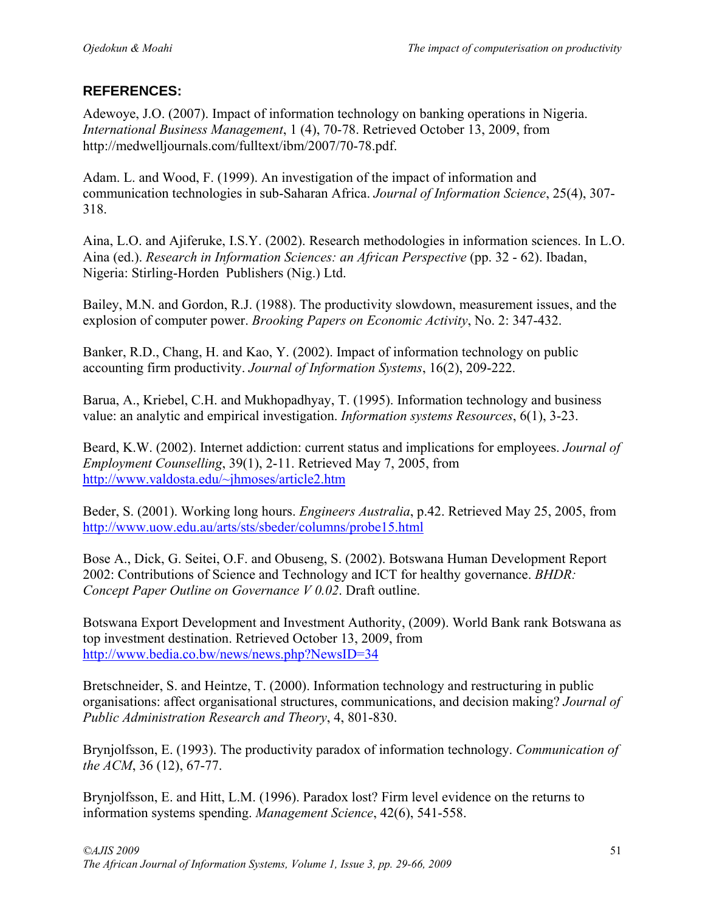## REFERENCES:

Adewoye, J.O. (2007). Impact of information technology on banking operations in Nigeria. *International Business Management*, 1 (4), 70-78. Retrieved October 13, 2009, from http://medwelljournals.com/fulltext/ibm/2007/70-78.pdf.

Adam. L. and Wood, F. (1999). An investigation of the impact of information and communication technologies in sub-Saharan Africa. *Journal of Information Science*, 25(4), 307-318.

Aina, L.O. and Ajiferuke, I.S.Y. (2002). Research methodologies in information sciences. In L.O. Aina (ed.). *Research in Information Sciences: an African Perspective* (pp. 32 - 62). Ibadan, Nigeria: Stirling-Horden Publishers (Nig.) Ltd.

Bailey, M.N. and Gordon, R.J. (1988). The productivity slowdown, measurement issues, and the explosion of computer power. *Brooking Papers on Economic Activity*, No. 2: 347-432.

Banker, R.D., Chang, H. and Kao, Y. (2002). Impact of information technology on public accounting firm productivity. *Journal of Information Systems*, 16(2), 209-222.

Barua, A., Kriebel, C.H. and Mukhopadhyay, T. (1995). Information technology and business value: an analytic and empirical investigation. *Information systems Resources*, 6(1), 3-23.

Beard, K.W. (2002). Internet addiction: current status and implications for employees. *Journal of Employment Counselling*, 39(1), 2-11. Retrieved May 7, 2005, from http://www.valdosta.edu/~jhmoses/article2.htm

Beder, S. (2001). Working long hours. *Engineers Australia*, p.42. Retrieved May 25, 2005, from http://www.uow.edu.au/arts/sts/sbeder/columns/probe15.html

Bose A., Dick, G. Seitei, O.F. and Obuseng, S. (2002). Botswana Human Development Report 2002: Contributions of Science and Technology and ICT for healthy governance. *BHDR: Concept Paper Outline on Governance V 0.02*. Draft outline.

Botswana Export Development and Investment Authority, (2009). World Bank rank Botswana as top investment destination. Retrieved October 13, 2009, from http://www.bedia.co.bw/news/news.php?NewsID=34

Bretschneider, S. and Heintze, T. (2000). Information technology and restructuring in public organisations: affect organisational structures, communications, and decision making? *Journal of Public Administration Research and Theory*, 4, 801-830.

Brynjolfsson, E. (1993). The productivity paradox of information technology. *Communication of the ACM*, 36 (12), 67-77.

Brynjolfsson, E. and Hitt, L.M. (1996). Paradox lost? Firm level evidence on the returns to information systems spending. *Management Science*, 42(6), 541-558.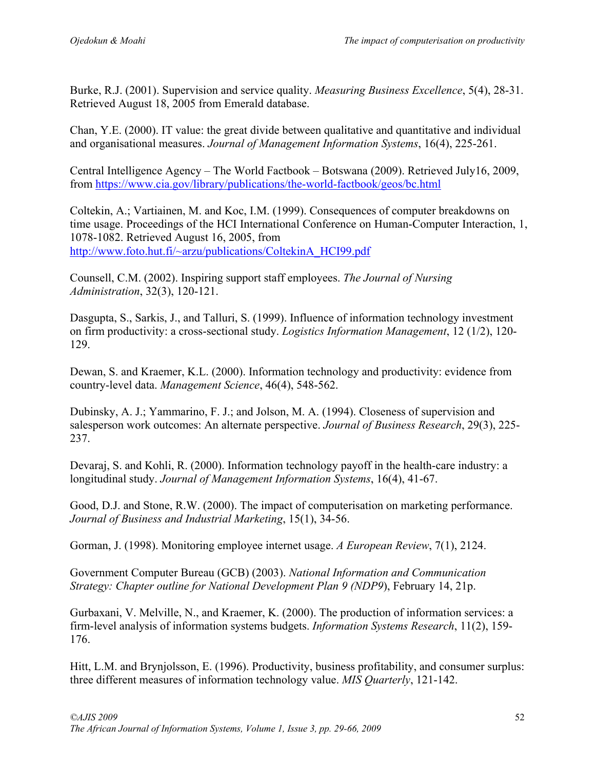Burke, R.J. (2001). Supervision and service quality. *Measuring Business Excellence*, 5(4), 28-31. Retrieved August 18, 2005 from Emerald database.

Chan, Y.E. (2000). IT value: the great divide between qualitative and quantitative and individual and organisational measures. *Journal of Management Information Systems*, 16(4), 225-261.

Central Intelligence Agency – The World Factbook – Botswana (2009). Retrieved July16, 2009, from https://www.cia.gov/library/publications/the-world-factbook/geos/bc.html

Coltekin, A.; Vartiainen, M. and Koc, I.M. (1999). Consequences of computer breakdowns on time usage. Proceedings of the HCI International Conference on Human-Computer Interaction, 1, 1078-1082. Retrieved August 16, 2005, from http://www.foto.hut.fi/~arzu/publications/ColtekinA_HCI99.pdf

Counsell, C.M. (2002). Inspiring support staff employees. *The Journal of Nursing Administration*, 32(3), 120-121.

Dasgupta, S., Sarkis, J., and Talluri, S. (1999). Influence of information technology investment on firm productivity: a cross-sectional study. *Logistics Information Management*, 12 (1/2), 120-129.

Dewan, S. and Kraemer, K.L. (2000). Information technology and productivity: evidence from country-level data. *Management Science*, 46(4), 548-562.

Dubinsky, A. J.; Yammarino, F. J.; and Jolson, M. A. (1994). Closeness of supervision and salesperson work outcomes: An alternate perspective. *Journal of Business Research*, 29(3), 225-237.

Devaraj, S. and Kohli, R. (2000). Information technology payoff in the health-care industry: a longitudinal study. *Journal of Management Information Systems*, 16(4), 41-67.

Good, D.J. and Stone, R.W. (2000). The impact of computerisation on marketing performance. *Journal of Business and Industrial Marketing*, 15(1), 34-56.

Gorman, J. (1998). Monitoring employee internet usage. *A European Review*, 7(1), 2124.

Government Computer Bureau (GCB) (2003). *National Information and Communication Strategy: Chapter outline for National Development Plan 9 (NDP9*), February 14, 21p.

Gurbaxani, V. Melville, N., and Kraemer, K. (2000). The production of information services: a firm-level analysis of information systems budgets. *Information Systems Research*, 11(2), 159-176.

Hitt, L.M. and Brynjolsson, E. (1996). Productivity, business profitability, and consumer surplus: three different measures of information technology value. *MIS Quarterly*, 121-142.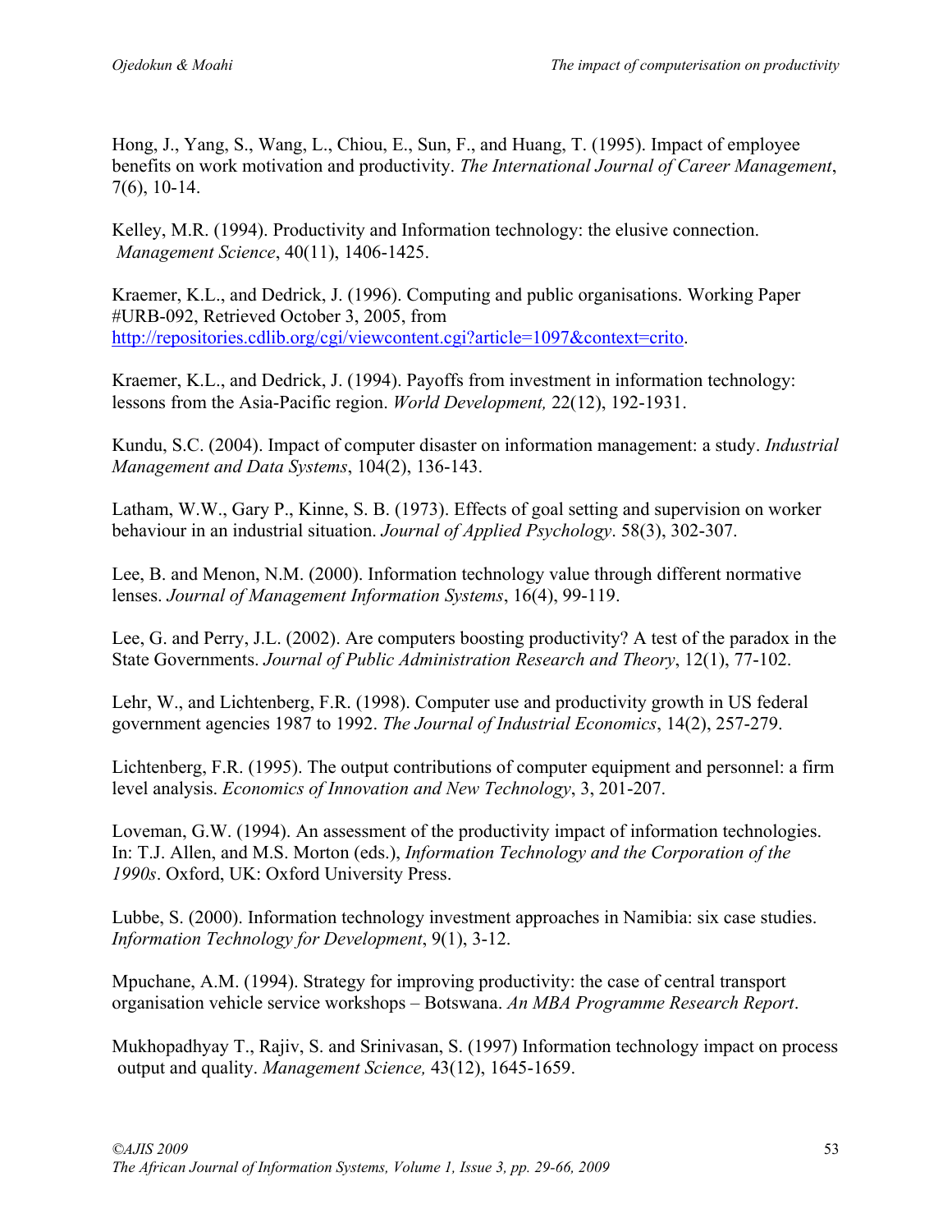Hong, J., Yang, S., Wang, L., Chiou, E., Sun, F., and Huang, T. (1995). Impact of employee benefits on work motivation and productivity. *The International Journal of Career Management*, 7(6), 10-14.

Kelley, M.R. (1994). Productivity and Information technology: the elusive connection. *Management Science*, 40(11), 1406-1425.

Kraemer, K.L., and Dedrick, J. (1996). Computing and public organisations. Working Paper #URB-092, Retrieved October 3, 2005, from http://repositories.cdlib.org/cgi/viewcontent.cgi?article=1097&context=crito.

Kraemer, K.L., and Dedrick, J. (1994). Payoffs from investment in information technology: lessons from the Asia-Pacific region. *World Development,* 22(12), 192-1931.

Kundu, S.C. (2004). Impact of computer disaster on information management: a study. *Industrial Management and Data Systems*, 104(2), 136-143.

Latham, W.W., Gary P., Kinne, S. B. (1973). Effects of goal setting and supervision on worker behaviour in an industrial situation. *Journal of Applied Psychology*. 58(3), 302-307.

Lee, B. and Menon, N.M. (2000). Information technology value through different normative lenses. *Journal of Management Information Systems*, 16(4), 99-119.

Lee, G. and Perry, J.L. (2002). Are computers boosting productivity? A test of the paradox in the State Governments. *Journal of Public Administration Research and Theory*, 12(1), 77-102.

Lehr, W., and Lichtenberg, F.R. (1998). Computer use and productivity growth in US federal government agencies 1987 to 1992. *The Journal of Industrial Economics*, 14(2), 257-279.

Lichtenberg, F.R. (1995). The output contributions of computer equipment and personnel: a firm level analysis. *Economics of Innovation and New Technology*, 3, 201-207.

Loveman, G.W. (1994). An assessment of the productivity impact of information technologies. In: T.J. Allen, and M.S. Morton (eds.), *Information Technology and the Corporation of the 1990s*. Oxford, UK: Oxford University Press.

Lubbe, S. (2000). Information technology investment approaches in Namibia: six case studies. *Information Technology for Development*, 9(1), 3-12.

Mpuchane, A.M. (1994). Strategy for improving productivity: the case of central transport organisation vehicle service workshops – Botswana. *An MBA Programme Research Report*.

Mukhopadhyay T., Rajiv, S. and Srinivasan, S. (1997) Information technology impact on process output and quality. *Management Science,* 43(12), 1645-1659.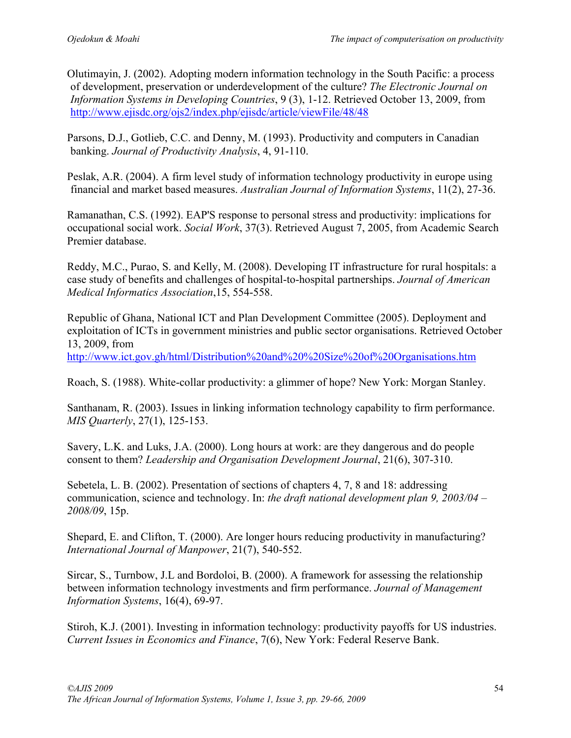Olutimayin, J. (2002). Adopting modern information technology in the South Pacific: a process of development, preservation or underdevelopment of the culture? *The Electronic Journal on Information Systems in Developing Countries*, 9 (3), 1-12. Retrieved October 13, 2009, from http://www.ejisdc.org/ojs2/index.php/ejisdc/article/viewFile/48/48

Parsons, D.J., Gotlieb, C.C. and Denny, M. (1993). Productivity and computers in Canadian banking. *Journal of Productivity Analysis*, 4, 91-110.

Peslak, A.R. (2004). A firm level study of information technology productivity in europe using financial and market based measures. *Australian Journal of Information Systems*, 11(2), 27-36.

Ramanathan, C.S. (1992). EAP'S response to personal stress and productivity: implications for occupational social work. *Social Work*, 37(3). Retrieved August 7, 2005, from Academic Search Premier database.

Reddy, M.C., Purao, S. and Kelly, M. (2008). Developing IT infrastructure for rural hospitals: a case study of benefits and challenges of hospital-to-hospital partnerships. *Journal of American Medical Informatics Association*,15, 554-558.

Republic of Ghana, National ICT and Plan Development Committee (2005). Deployment and exploitation of ICTs in government ministries and public sector organisations. Retrieved October 13, 2009, from http://www.ict.gov.gh/html/Distribution%20and%20%20Size%20of%20Organisations.htm

Roach, S. (1988). White-collar productivity: a glimmer of hope? New York: Morgan Stanley.

Santhanam, R. (2003). Issues in linking information technology capability to firm performance. *MIS Quarterly*, 27(1), 125-153.

Savery, L.K. and Luks, J.A. (2000). Long hours at work: are they dangerous and do people consent to them? *Leadership and Organisation Development Journal*, 21(6), 307-310.

Sebetela, L. B. (2002). Presentation of sections of chapters 4, 7, 8 and 18: addressing communication, science and technology. In: *the draft national development plan 9, 2003/04 – 2008/09*, 15p.

Shepard, E. and Clifton, T. (2000). Are longer hours reducing productivity in manufacturing? *International Journal of Manpower*, 21(7), 540-552.

Sircar, S., Turnbow, J.L and Bordoloi, B. (2000). A framework for assessing the relationship between information technology investments and firm performance. *Journal of Management Information Systems*, 16(4), 69-97.

Stiroh, K.J. (2001). Investing in information technology: productivity payoffs for US industries. *Current Issues in Economics and Finance*, 7(6), New York: Federal Reserve Bank.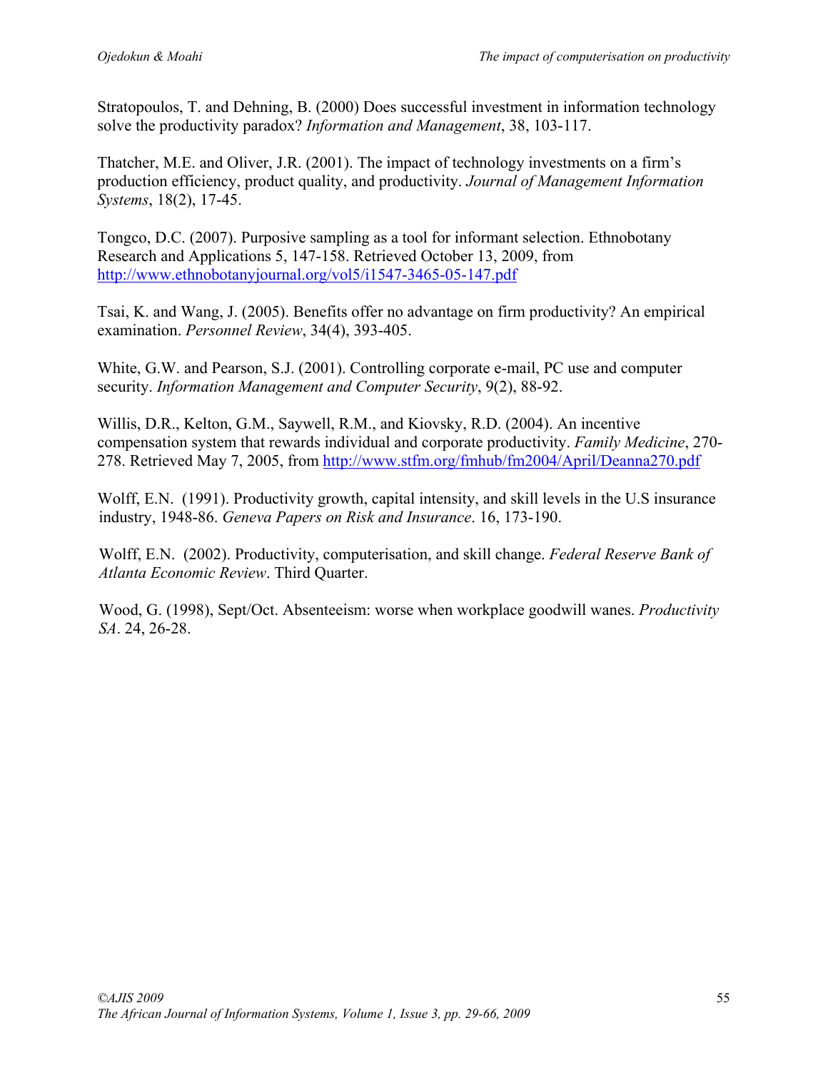Stratopoulos, T. and Dehning, B. (2000) Does successful investment in information technology solve the productivity paradox? *Information and Management*, 38, 103-117.

Thatcher, M.E. and Oliver, J.R. (2001). The impact of technology investments on a firm's production efficiency, product quality, and productivity. *Journal of Management Information Systems*, 18(2), 17-45.

Tongco, D.C. (2007). Purposive sampling as a tool for informant selection. Ethnobotany Research and Applications 5, 147-158. Retrieved October 13, 2009, from http://www.ethnobotanyjournal.org/vol5/i1547-3465-05-147.pdf

Tsai, K. and Wang, J. (2005). Benefits offer no advantage on firm productivity? An empirical examination. *Personnel Review*, 34(4), 393-405.

White, G.W. and Pearson, S.J. (2001). Controlling corporate e-mail, PC use and computer security. *Information Management and Computer Security*, 9(2), 88-92.

Willis, D.R., Kelton, G.M., Saywell, R.M., and Kiovsky, R.D. (2004). An incentive compensation system that rewards individual and corporate productivity. *Family Medicine*, 270-278. Retrieved May 7, 2005, from http://www.stfm.org/fmhub/fm2004/April/Deanna270.pdf

Wolff, E.N. (1991). Productivity growth, capital intensity, and skill levels in the U.S insurance industry, 1948-86. *Geneva Papers on Risk and Insurance*. 16, 173-190.

Wolff, E.N. (2002). Productivity, computerisation, and skill change. *Federal Reserve Bank of Atlanta Economic Review*. Third Quarter.

Wood, G. (1998), Sept/Oct. Absenteeism: worse when workplace goodwill wanes. *Productivity SA*. 24, 26-28.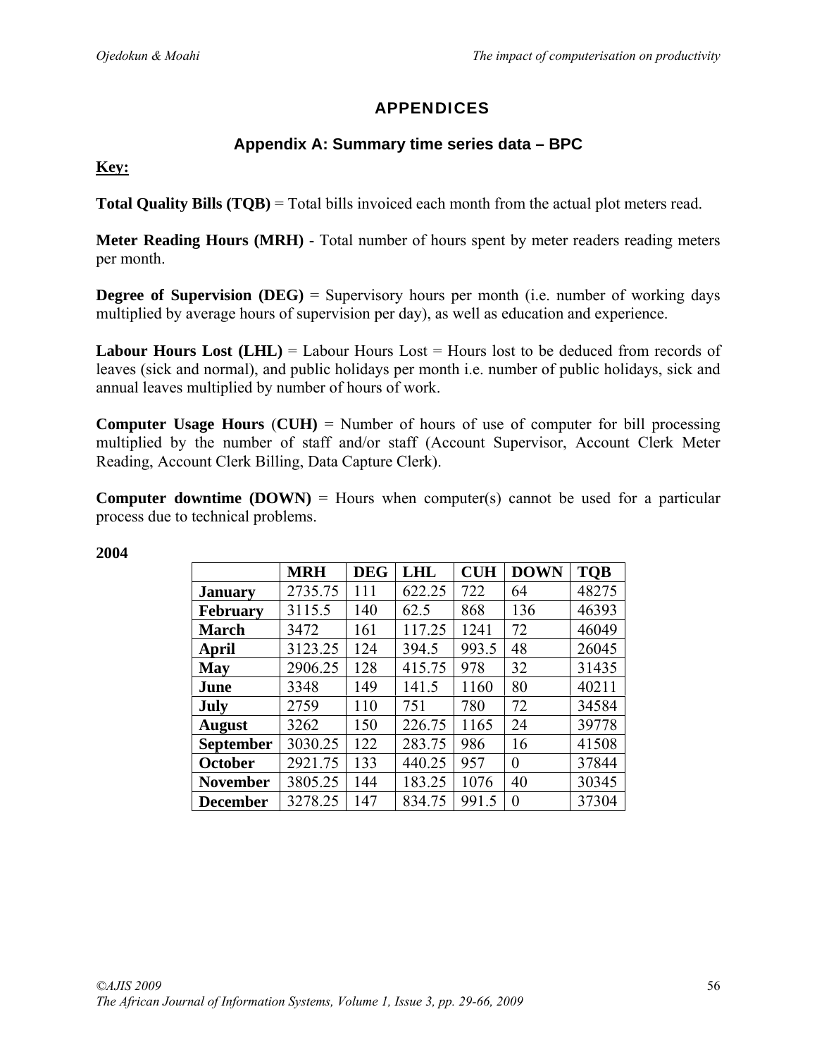# APPENDICES

## Appendix A: Summary time series data – BPC

**Key:**

**Total Quality Bills (TQB)** = Total bills invoiced each month from the actual plot meters read.

**Meter Reading Hours (MRH)** - Total number of hours spent by meter readers reading meters per month.

**Degree of Supervision (DEG)** = Supervisory hours per month (i.e. number of working days multiplied by average hours of supervision per day), as well as education and experience.

**Labour Hours Lost (LHL)** = Labour Hours Lost = Hours lost to be deduced from records of leaves (sick and normal), and public holidays per month i.e. number of public holidays, sick and annual leaves multiplied by number of hours of work.

**Computer Usage Hours** (**CUH)** = Number of hours of use of computer for bill processing multiplied by the number of staff and/or staff (Account Supervisor, Account Clerk Meter Reading, Account Clerk Billing, Data Capture Clerk).

**Computer downtime (DOWN)** = Hours when computer(s) cannot be used for a particular process due to technical problems.

**2004**

| | MRH | DEG | LHL | CUH | DOWN | TQB |
|---|---|---|---|---|---|---|
| **January** | 2735.75 | 111 | 622.25 | 722 | 64 | 48275 |
| **February** | 3115.5 | 140 | 62.5 | 868 | 136 | 46393 |
| **March** | 3472 | 161 | 117.25 | 1241 | 72 | 46049 |
| **April** | 3123.25 | 124 | 394.5 | 993.5 | 48 | 26045 |
| **May** | 2906.25 | 128 | 415.75 | 978 | 32 | 31435 |
| **June** | 3348 | 149 | 141.5 | 1160 | 80 | 40211 |
| **July** | 2759 | 110 | 751 | 780 | 72 | 34584 |
| **August** | 3262 | 150 | 226.75 | 1165 | 24 | 39778 |
| **September** | 3030.25 | 122 | 283.75 | 986 | 16 | 41508 |
| **October** | 2921.75 | 133 | 440.25 | 957 | 0 | 37844 |
| **November** | 3805.25 | 144 | 183.25 | 1076 | 40 | 30345 |
| **December** | 3278.25 | 147 | 834.75 | 991.5 | 0 | 37304 |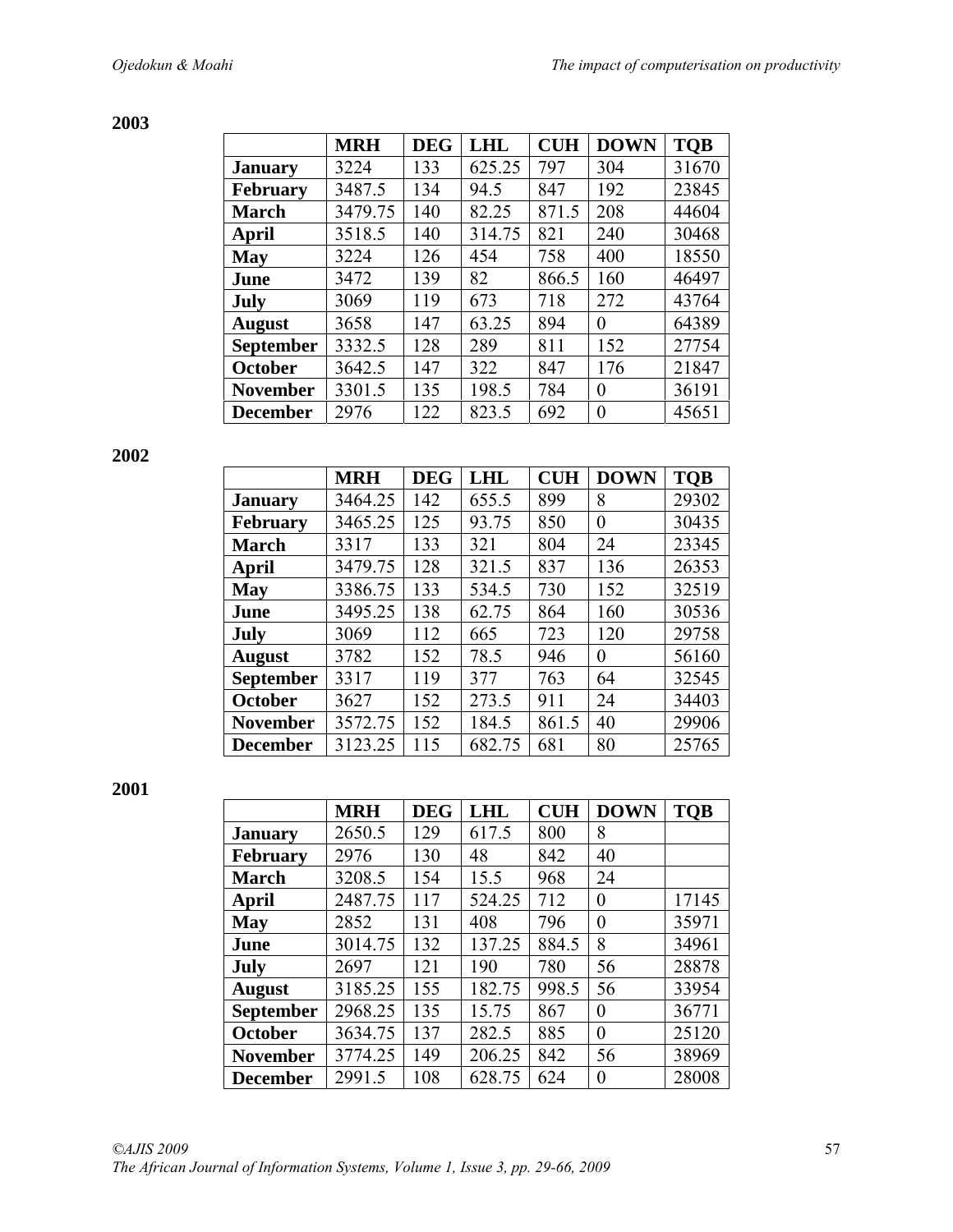**2003**

| | MRH | DEG | LHL | CUH | DOWN | TQB |
|---|---|---|---|---|---|---|
| **January** | 3224 | 133 | 625.25 | 797 | 304 | 31670 |
| **February** | 3487.5 | 134 | 94.5 | 847 | 192 | 23845 |
| **March** | 3479.75 | 140 | 82.25 | 871.5 | 208 | 44604 |
| **April** | 3518.5 | 140 | 314.75 | 821 | 240 | 30468 |
| **May** | 3224 | 126 | 454 | 758 | 400 | 18550 |
| **June** | 3472 | 139 | 82 | 866.5 | 160 | 46497 |
| **July** | 3069 | 119 | 673 | 718 | 272 | 43764 |
| **August** | 3658 | 147 | 63.25 | 894 | 0 | 64389 |
| **September** | 3332.5 | 128 | 289 | 811 | 152 | 27754 |
| **October** | 3642.5 | 147 | 322 | 847 | 176 | 21847 |
| **November** | 3301.5 | 135 | 198.5 | 784 | 0 | 36191 |
| **December** | 2976 | 122 | 823.5 | 692 | 0 | 45651 |

**2002**

| | MRH | DEG | LHL | CUH | DOWN | TQB |
|---|---|---|---|---|---|---|
| **January** | 3464.25 | 142 | 655.5 | 899 | 8 | 29302 |
| **February** | 3465.25 | 125 | 93.75 | 850 | 0 | 30435 |
| **March** | 3317 | 133 | 321 | 804 | 24 | 23345 |
| **April** | 3479.75 | 128 | 321.5 | 837 | 136 | 26353 |
| **May** | 3386.75 | 133 | 534.5 | 730 | 152 | 32519 |
| **June** | 3495.25 | 138 | 62.75 | 864 | 160 | 30536 |
| **July** | 3069 | 112 | 665 | 723 | 120 | 29758 |
| **August** | 3782 | 152 | 78.5 | 946 | 0 | 56160 |
| **September** | 3317 | 119 | 377 | 763 | 64 | 32545 |
| **October** | 3627 | 152 | 273.5 | 911 | 24 | 34403 |
| **November** | 3572.75 | 152 | 184.5 | 861.5 | 40 | 29906 |
| **December** | 3123.25 | 115 | 682.75 | 681 | 80 | 25765 |

**2001**

| | MRH | DEG | LHL | CUH | DOWN | TQB |
|---|---|---|---|---|---|---|
| **January** | 2650.5 | 129 | 617.5 | 800 | 8 | |
| **February** | 2976 | 130 | 48 | 842 | 40 | |
| **March** | 3208.5 | 154 | 15.5 | 968 | 24 | |
| **April** | 2487.75 | 117 | 524.25 | 712 | 0 | 17145 |
| **May** | 2852 | 131 | 408 | 796 | 0 | 35971 |
| **June** | 3014.75 | 132 | 137.25 | 884.5 | 8 | 34961 |
| **July** | 2697 | 121 | 190 | 780 | 56 | 28878 |
| **August** | 3185.25 | 155 | 182.75 | 998.5 | 56 | 33954 |
| **September** | 2968.25 | 135 | 15.75 | 867 | 0 | 36771 |
| **October** | 3634.75 | 137 | 282.5 | 885 | 0 | 25120 |
| **November** | 3774.25 | 149 | 206.25 | 842 | 56 | 38969 |
| **December** | 2991.5 | 108 | 628.75 | 624 | 0 | 28008 |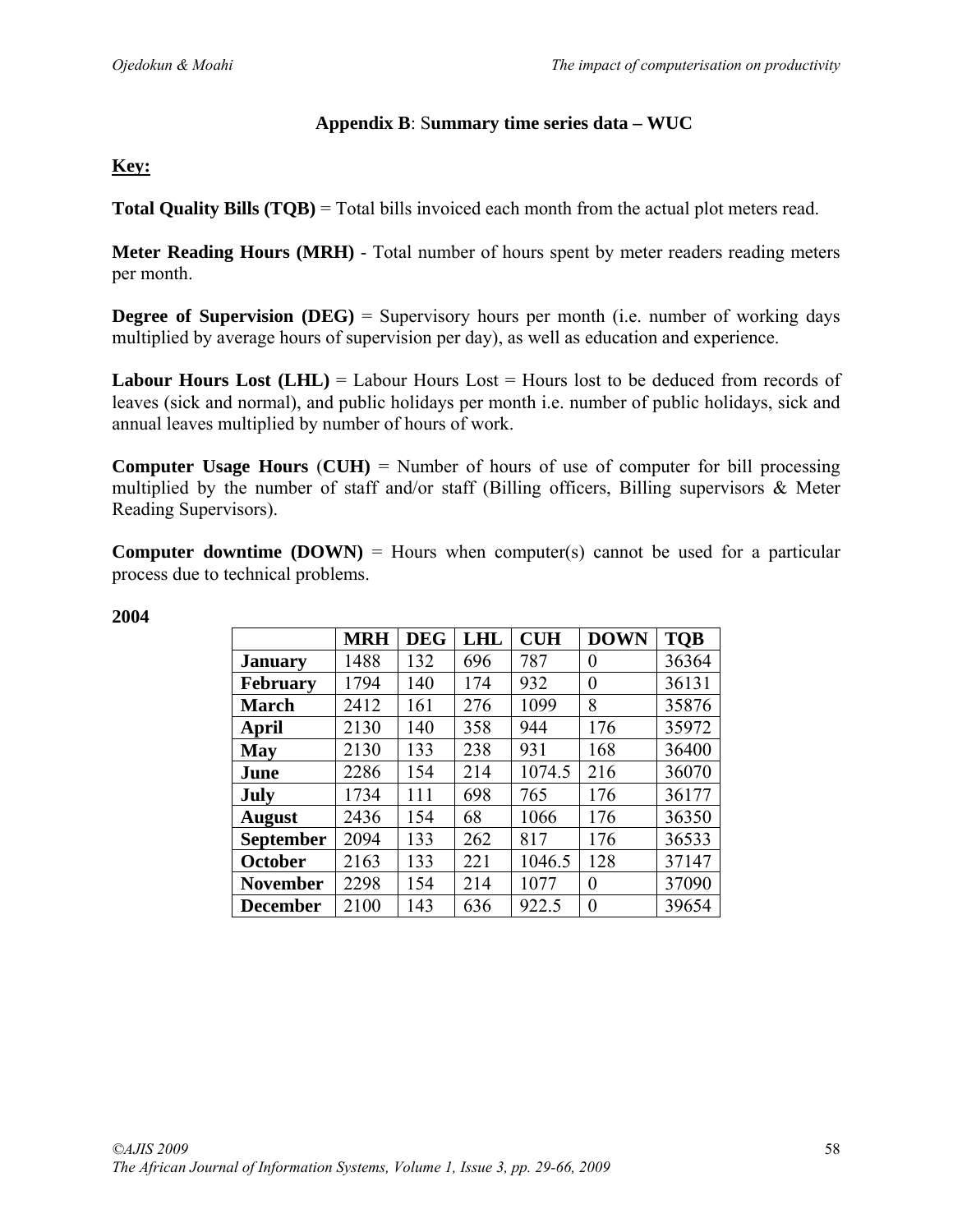### **Appendix B**: S**ummary time series data – WUC**

**Key:**

**Total Quality Bills (TQB)** = Total bills invoiced each month from the actual plot meters read.

**Meter Reading Hours (MRH)** - Total number of hours spent by meter readers reading meters per month.

**Degree of Supervision (DEG)** = Supervisory hours per month (i.e. number of working days multiplied by average hours of supervision per day), as well as education and experience.

**Labour Hours Lost (LHL)** = Labour Hours Lost = Hours lost to be deduced from records of leaves (sick and normal), and public holidays per month i.e. number of public holidays, sick and annual leaves multiplied by number of hours of work.

**Computer Usage Hours** (**CUH)** = Number of hours of use of computer for bill processing multiplied by the number of staff and/or staff (Billing officers, Billing supervisors & Meter Reading Supervisors).

**Computer downtime (DOWN)** = Hours when computer(s) cannot be used for a particular process due to technical problems.

**2004**

| | MRH | DEG | LHL | CUH | DOWN | TQB |
|---|---|---|---|---|---|---|
| **January** | 1488 | 132 | 696 | 787 | 0 | 36364 |
| **February** | 1794 | 140 | 174 | 932 | 0 | 36131 |
| **March** | 2412 | 161 | 276 | 1099 | 8 | 35876 |
| **April** | 2130 | 140 | 358 | 944 | 176 | 35972 |
| **May** | 2130 | 133 | 238 | 931 | 168 | 36400 |
| **June** | 2286 | 154 | 214 | 1074.5 | 216 | 36070 |
| **July** | 1734 | 111 | 698 | 765 | 176 | 36177 |
| **August** | 2436 | 154 | 68 | 1066 | 176 | 36350 |
| **September** | 2094 | 133 | 262 | 817 | 176 | 36533 |
| **October** | 2163 | 133 | 221 | 1046.5 | 128 | 37147 |
| **November** | 2298 | 154 | 214 | 1077 | 0 | 37090 |
| **December** | 2100 | 143 | 636 | 922.5 | 0 | 39654 |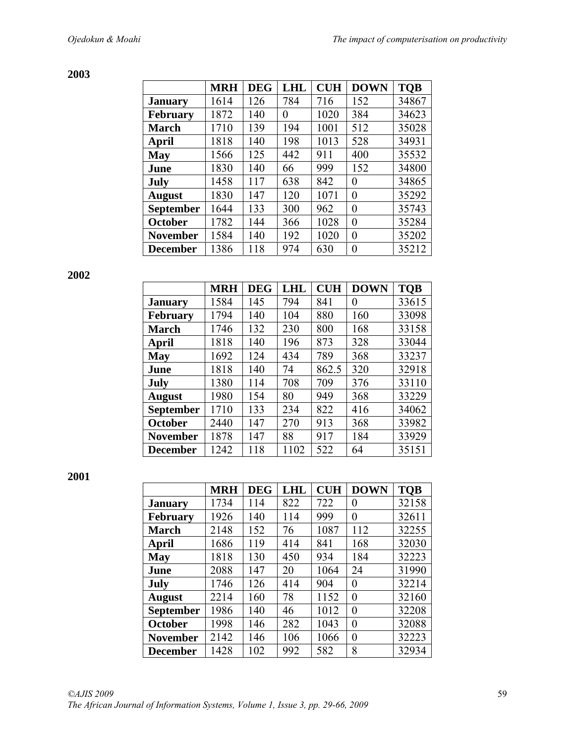**2003**

| | MRH | DEG | LHL | CUH | DOWN | TQB |
|---|---|---|---|---|---|---|
| **January** | 1614 | 126 | 784 | 716 | 152 | 34867 |
| **February** | 1872 | 140 | 0 | 1020 | 384 | 34623 |
| **March** | 1710 | 139 | 194 | 1001 | 512 | 35028 |
| **April** | 1818 | 140 | 198 | 1013 | 528 | 34931 |
| **May** | 1566 | 125 | 442 | 911 | 400 | 35532 |
| **June** | 1830 | 140 | 66 | 999 | 152 | 34800 |
| **July** | 1458 | 117 | 638 | 842 | 0 | 34865 |
| **August** | 1830 | 147 | 120 | 1071 | 0 | 35292 |
| **September** | 1644 | 133 | 300 | 962 | 0 | 35743 |
| **October** | 1782 | 144 | 366 | 1028 | 0 | 35284 |
| **November** | 1584 | 140 | 192 | 1020 | 0 | 35202 |
| **December** | 1386 | 118 | 974 | 630 | 0 | 35212 |

**2002**

| | MRH | DEG | LHL | CUH | DOWN | TQB |
|---|---|---|---|---|---|---|
| **January** | 1584 | 145 | 794 | 841 | 0 | 33615 |
| **February** | 1794 | 140 | 104 | 880 | 160 | 33098 |
| **March** | 1746 | 132 | 230 | 800 | 168 | 33158 |
| **April** | 1818 | 140 | 196 | 873 | 328 | 33044 |
| **May** | 1692 | 124 | 434 | 789 | 368 | 33237 |
| **June** | 1818 | 140 | 74 | 862.5 | 320 | 32918 |
| **July** | 1380 | 114 | 708 | 709 | 376 | 33110 |
| **August** | 1980 | 154 | 80 | 949 | 368 | 33229 |
| **September** | 1710 | 133 | 234 | 822 | 416 | 34062 |
| **October** | 2440 | 147 | 270 | 913 | 368 | 33982 |
| **November** | 1878 | 147 | 88 | 917 | 184 | 33929 |
| **December** | 1242 | 118 | 1102 | 522 | 64 | 35151 |

**2001**

| | MRH | DEG | LHL | CUH | DOWN | TQB |
|---|---|---|---|---|---|---|
| **January** | 1734 | 114 | 822 | 722 | 0 | 32158 |
| **February** | 1926 | 140 | 114 | 999 | 0 | 32611 |
| **March** | 2148 | 152 | 76 | 1087 | 112 | 32255 |
| **April** | 1686 | 119 | 414 | 841 | 168 | 32030 |
| **May** | 1818 | 130 | 450 | 934 | 184 | 32223 |
| **June** | 2088 | 147 | 20 | 1064 | 24 | 31990 |
| **July** | 1746 | 126 | 414 | 904 | 0 | 32214 |
| **August** | 2214 | 160 | 78 | 1152 | 0 | 32160 |
| **September** | 1986 | 140 | 46 | 1012 | 0 | 32208 |
| **October** | 1998 | 146 | 282 | 1043 | 0 | 32088 |
| **November** | 2142 | 146 | 106 | 1066 | 0 | 32223 |
| **December** | 1428 | 102 | 992 | 582 | 8 | 32934 |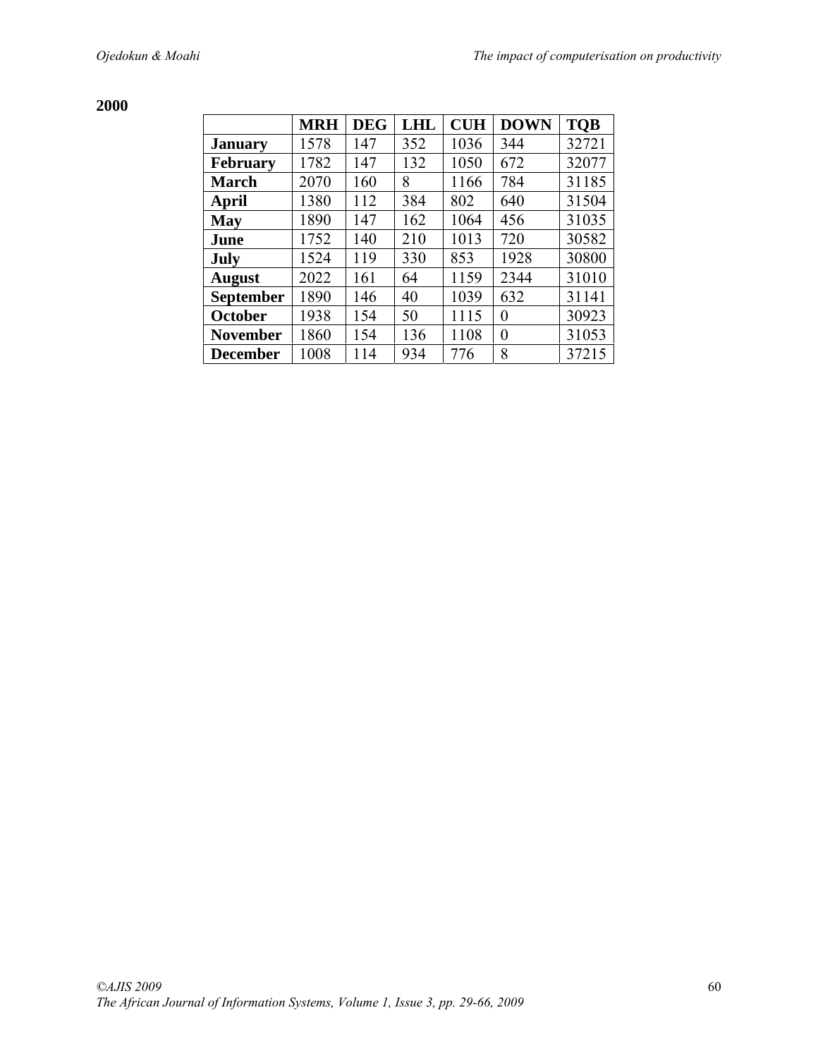**2000**

| | **MRH** | **DEG** | **LHL** | **CUH** | **DOWN** | **TQB** |
|---|---|---|---|---|---|---|
| **January** | 1578 | 147 | 352 | 1036 | 344 | 32721 |
| **February** | 1782 | 147 | 132 | 1050 | 672 | 32077 |
| **March** | 2070 | 160 | 8 | 1166 | 784 | 31185 |
| **April** | 1380 | 112 | 384 | 802 | 640 | 31504 |
| **May** | 1890 | 147 | 162 | 1064 | 456 | 31035 |
| **June** | 1752 | 140 | 210 | 1013 | 720 | 30582 |
| **July** | 1524 | 119 | 330 | 853 | 1928 | 30800 |
| **August** | 2022 | 161 | 64 | 1159 | 2344 | 31010 |
| **September** | 1890 | 146 | 40 | 1039 | 632 | 31141 |
| **October** | 1938 | 154 | 50 | 1115 | 0 | 30923 |
| **November** | 1860 | 154 | 136 | 1108 | 0 | 31053 |
| **December** | 1008 | 114 | 934 | 776 | 8 | 37215 |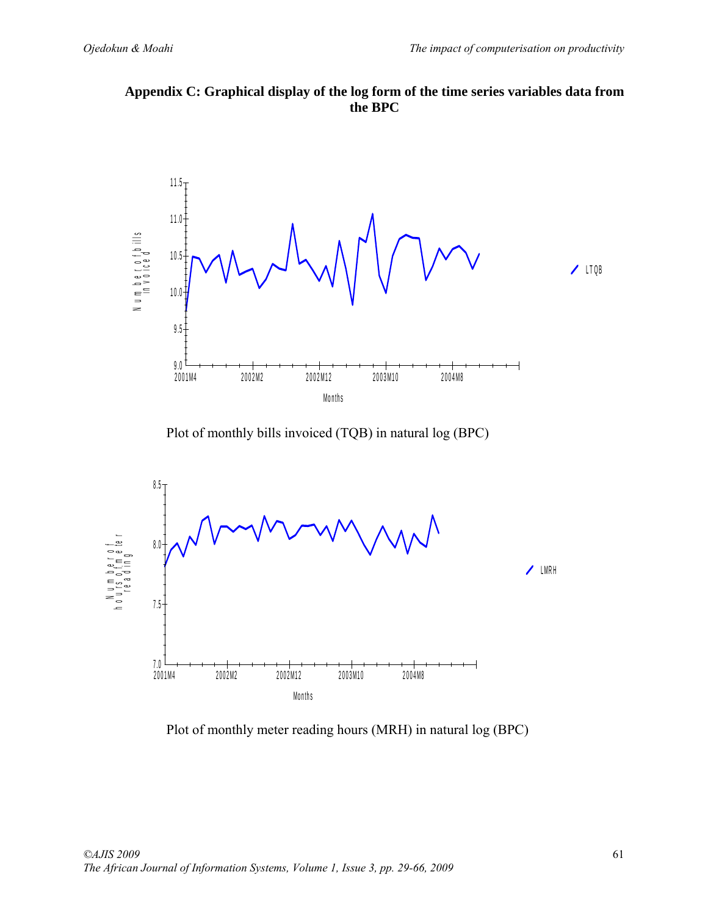## Appendix C: Graphical display of the log form of the time series variables data from the BPC

Plot of monthly bills invoiced (TQB) in natural log (BPC)

Plot of monthly meter reading hours (MRH) in natural log (BPC)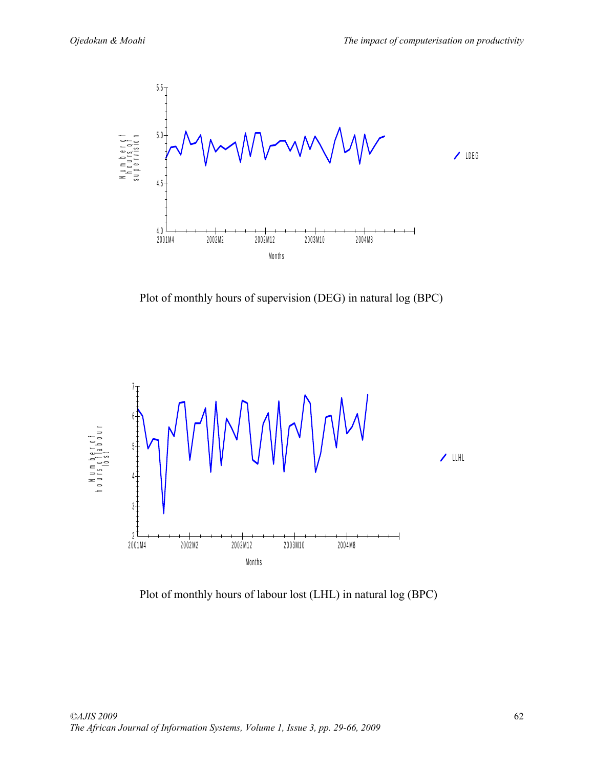Plot of monthly hours of supervision (DEG) in natural log (BPC)

Plot of monthly hours of labour lost (LHL) in natural log (BPC)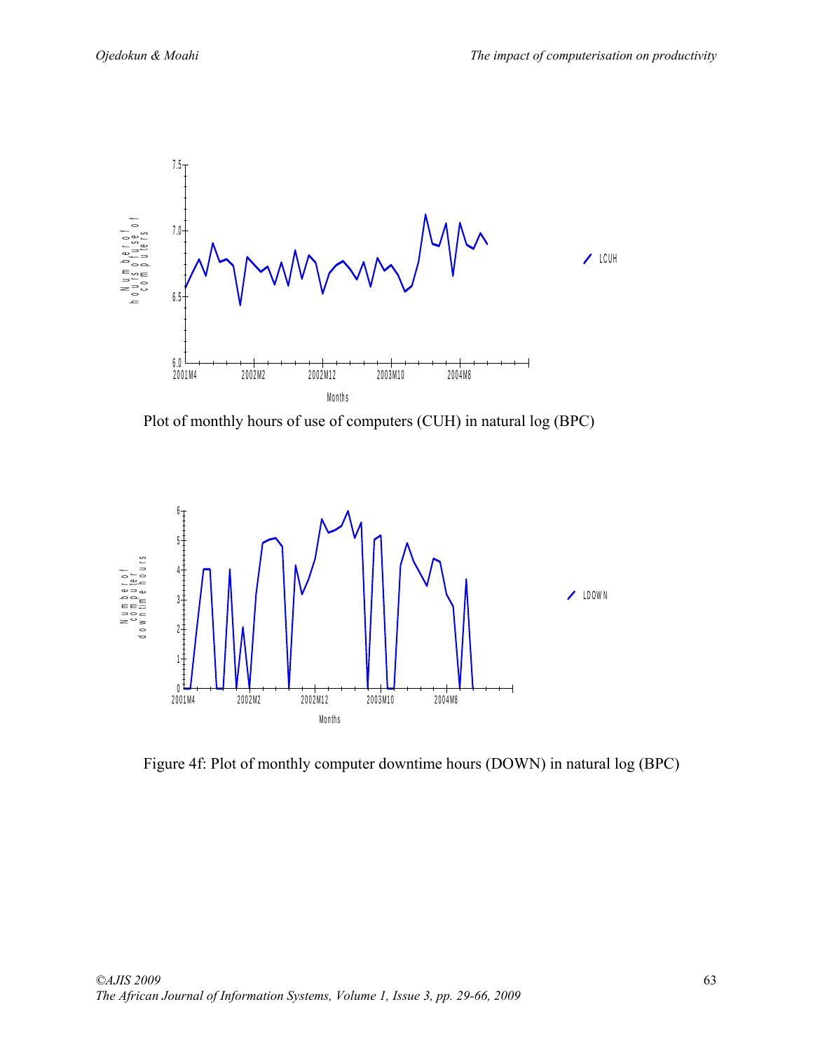Plot of monthly hours of use of computers (CUH) in natural log (BPC)

Figure 4f: Plot of monthly computer downtime hours (DOWN) in natural log (BPC)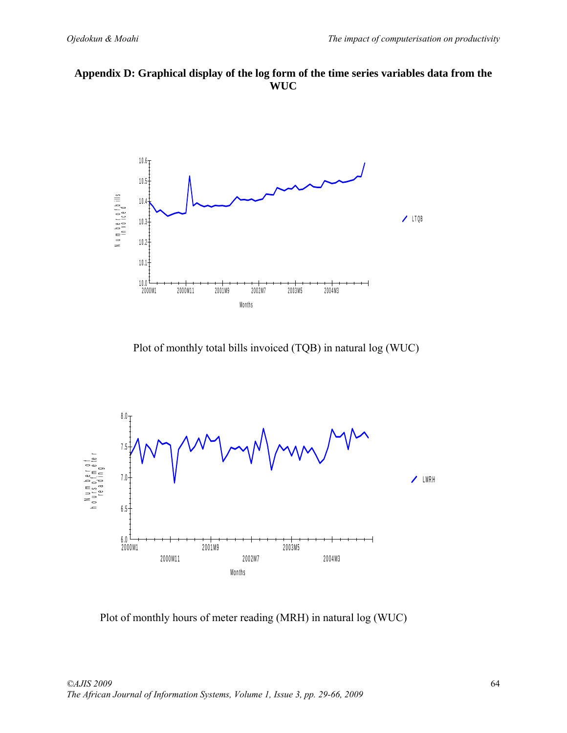**Appendix D: Graphical display of the log form of the time series variables data from the WUC**

Plot of monthly total bills invoiced (TQB) in natural log (WUC)

Plot of monthly hours of meter reading (MRH) in natural log (WUC)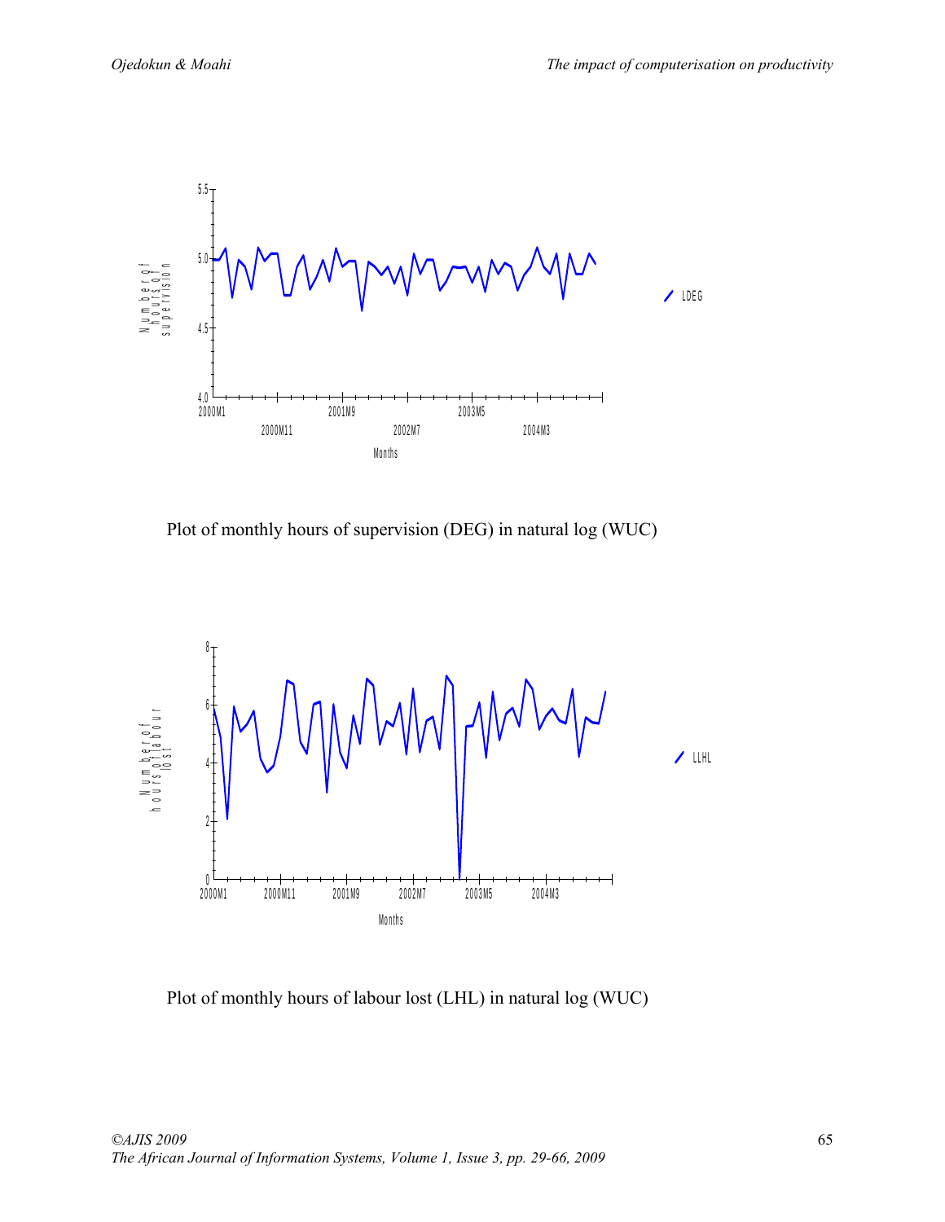Plot of monthly hours of supervision (DEG) in natural log (WUC)

Plot of monthly hours of labour lost (LHL) in natural log (WUC)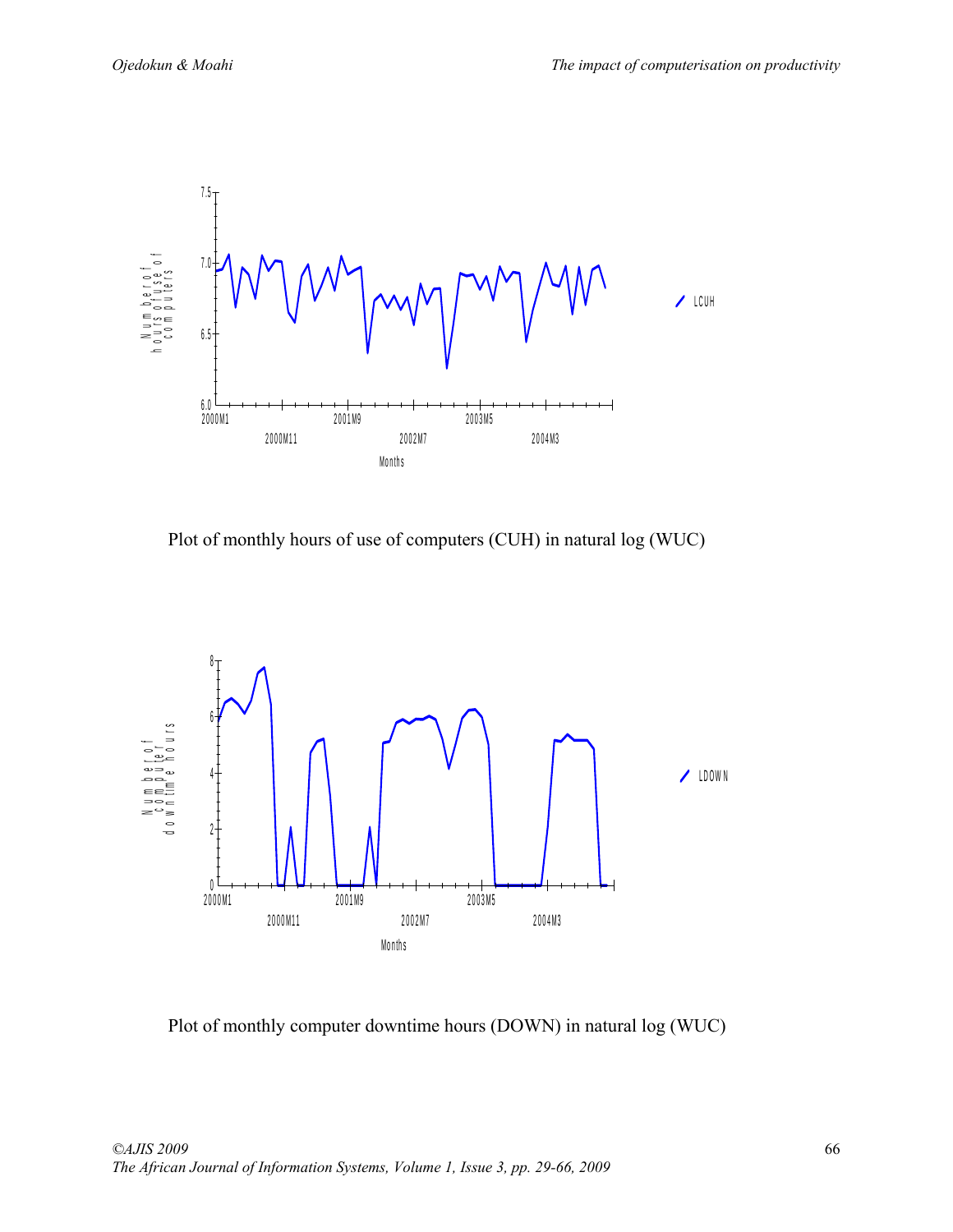7.5

7.0

6.5

6.0

Number of hours of use of computers

2000M1

2000M11

2001M9

2002M7

2003M5

2004M3

Months

LCUH

Plot of monthly hours of use of computers (CUH) in natural log (WUC)

8

6

4

2

0

Number of computer downtime hours

2000M1

2000M11

2001M9

2002M7

2003M5

2004M3

Months

LDOWN

Plot of monthly computer downtime hours (DOWN) in natural log (WUC)